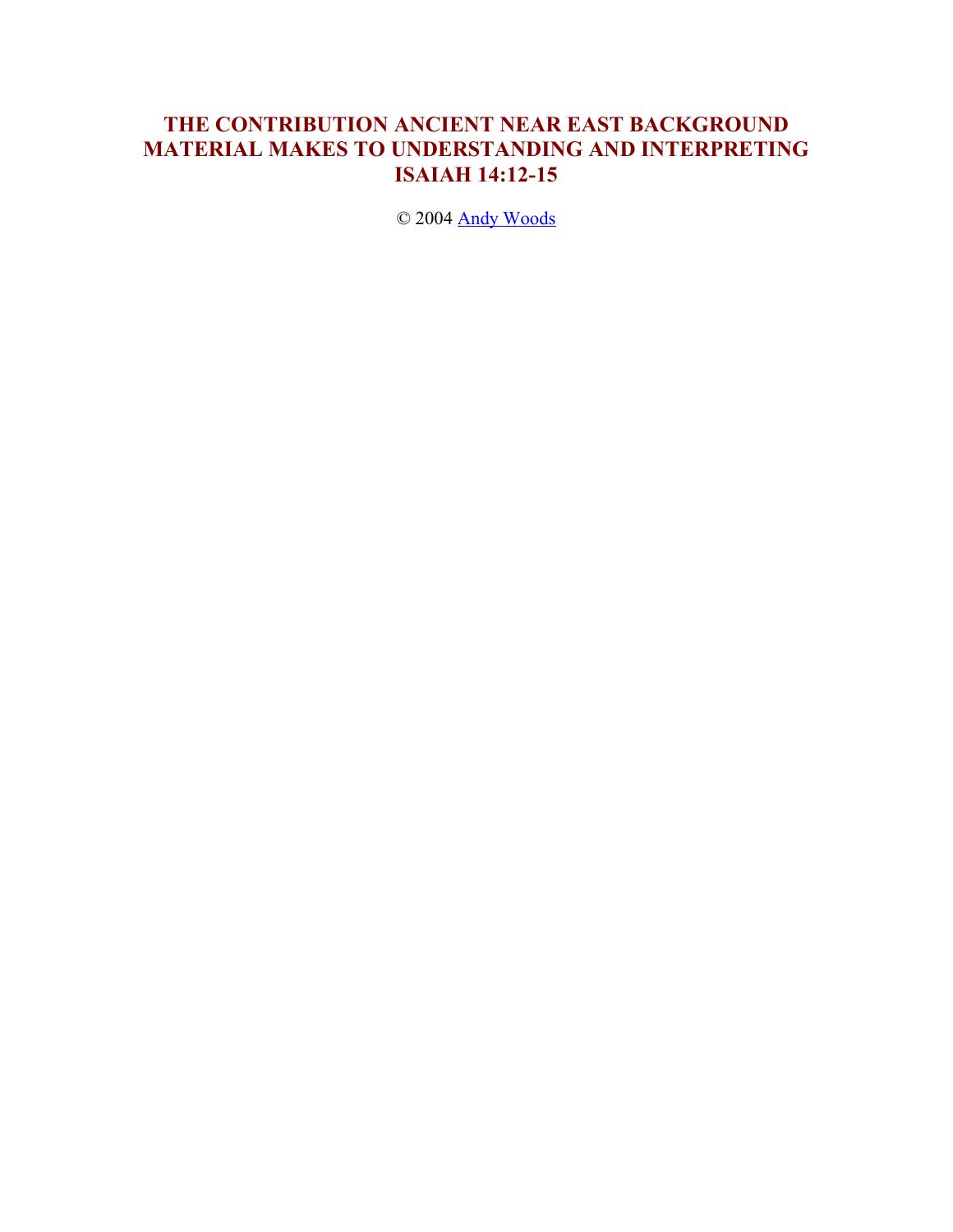# THE CONTRIBUTION ANCIENT NEAR EAST BACKGROUND MATERIAL MAKES TO UNDERSTANDING AND INTERPRETING ISAIAH 14:12-15

© 2004 Andy Woods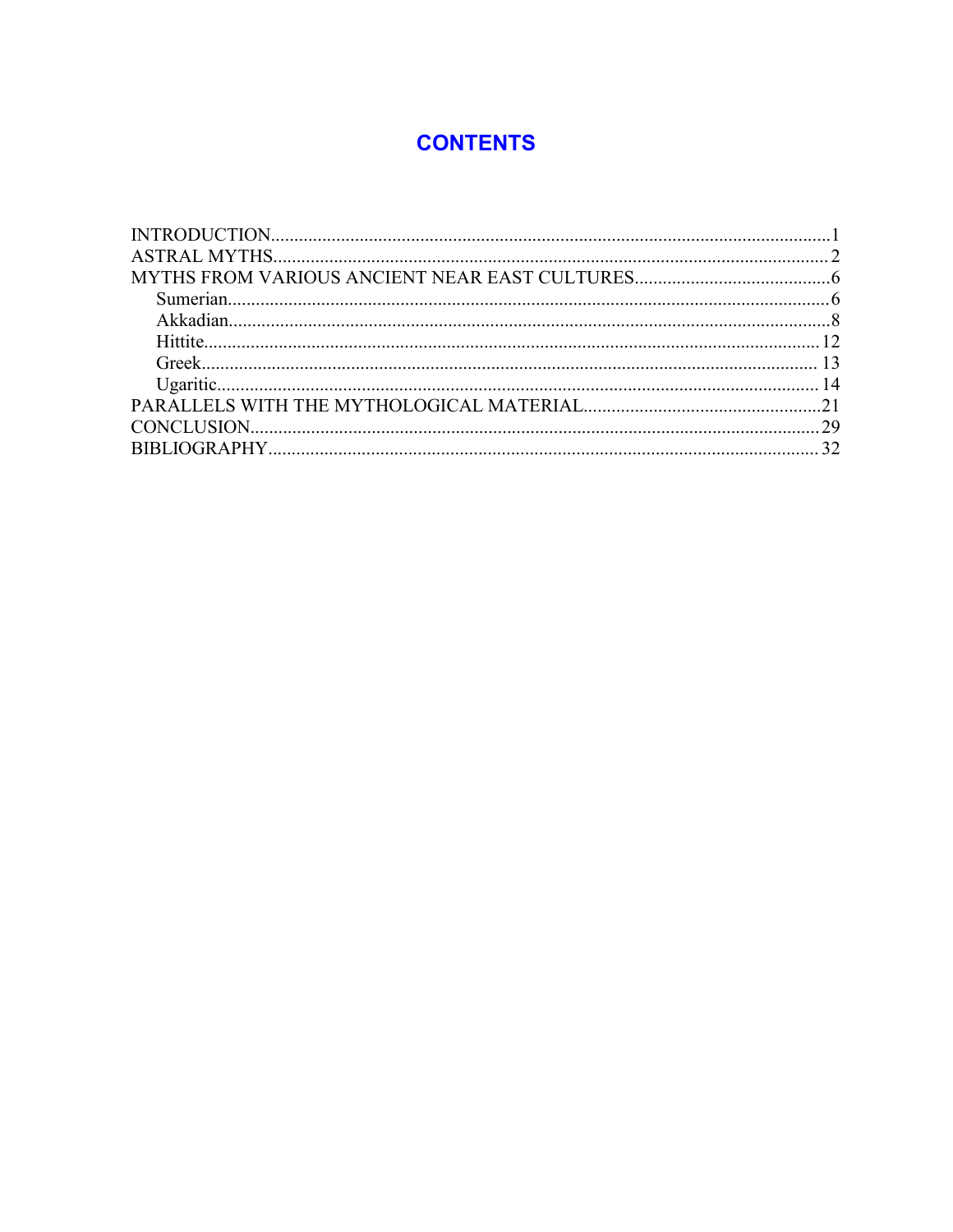# CONTENTS

INTRODUCTION........................................................................................................................1
ASTRAL MYTHS......................................................................................................................2
MYTHS FROM VARIOUS ANCIENT NEAR EAST CULTURES..........................................6
    Sumerian..............................................................................................................................6
    Akkadian..............................................................................................................................8
    Hittite..................................................................................................................................12
    Greek..................................................................................................................................13
    Ugaritic...............................................................................................................................14
PARALLELS WITH THE MYTHOLOGICAL MATERIAL..................................................21
CONCLUSION........................................................................................................................29
BIBLIOGRAPHY....................................................................................................................32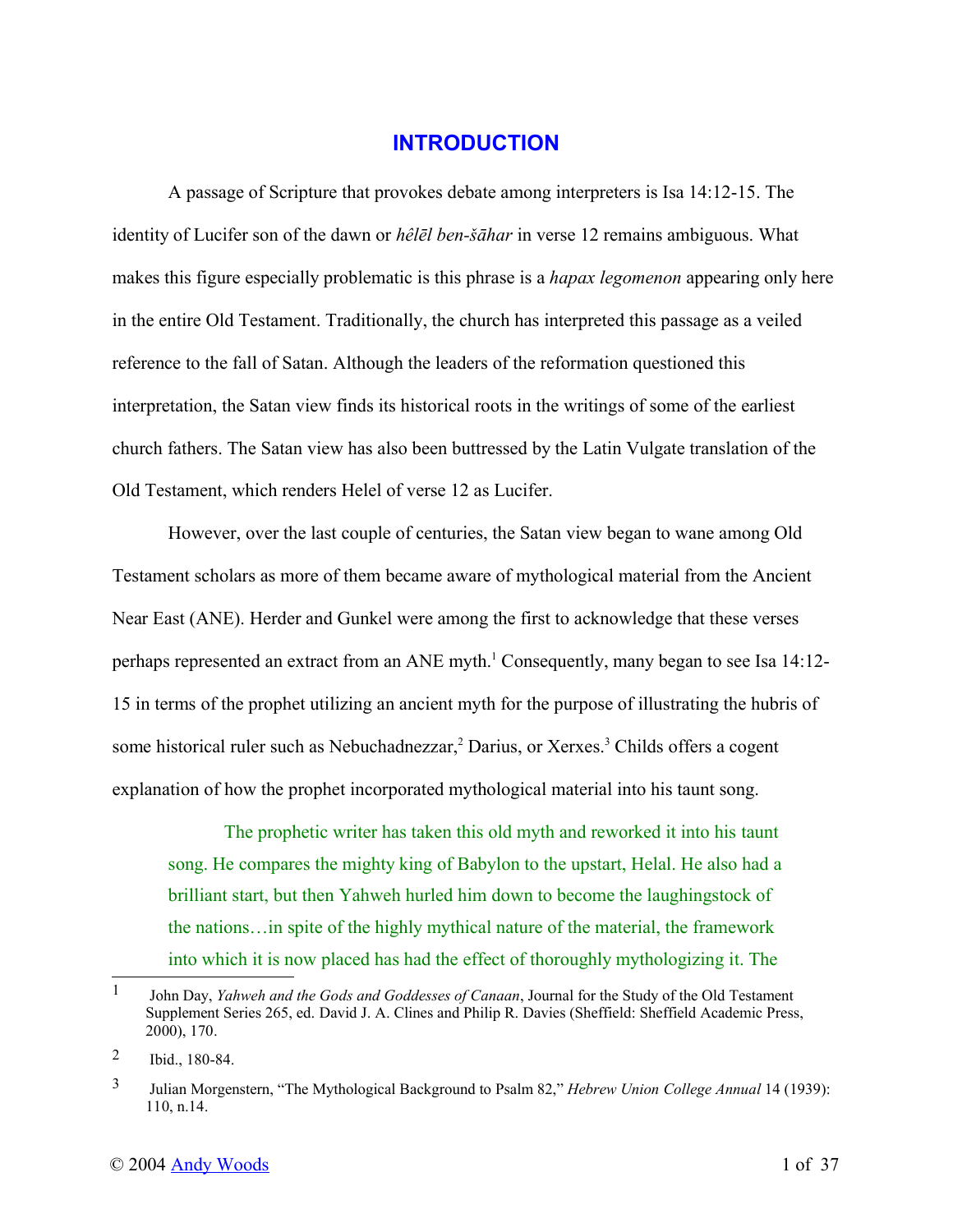# INTRODUCTION

A passage of Scripture that provokes debate among interpreters is Isa 14:12-15. The identity of Lucifer son of the dawn or *hêlēl ben-šāhar* in verse 12 remains ambiguous. What makes this figure especially problematic is this phrase is a *hapax legomenon* appearing only here in the entire Old Testament. Traditionally, the church has interpreted this passage as a veiled reference to the fall of Satan. Although the leaders of the reformation questioned this interpretation, the Satan view finds its historical roots in the writings of some of the earliest church fathers. The Satan view has also been buttressed by the Latin Vulgate translation of the Old Testament, which renders Helel of verse 12 as Lucifer.

However, over the last couple of centuries, the Satan view began to wane among Old Testament scholars as more of them became aware of mythological material from the Ancient Near East (ANE). Herder and Gunkel were among the first to acknowledge that these verses perhaps represented an extract from an ANE myth.[1] Consequently, many began to see Isa 14:12-15 in terms of the prophet utilizing an ancient myth for the purpose of illustrating the hubris of some historical ruler such as Nebuchadnezzar,[2] Darius, or Xerxes.[3] Childs offers a cogent explanation of how the prophet incorporated mythological material into his taunt song.

> The prophetic writer has taken this old myth and reworked it into his taunt song. He compares the mighty king of Babylon to the upstart, Helal. He also had a brilliant start, but then Yahweh hurled him down to become the laughingstock of the nations…in spite of the highly mythical nature of the material, the framework into which it is now placed has had the effect of thoroughly mythologizing it. The

---

[1] John Day, *Yahweh and the Gods and Goddesses of Canaan*, Journal for the Study of the Old Testament Supplement Series 265, ed. David J. A. Clines and Philip R. Davies (Sheffield: Sheffield Academic Press, 2000), 170.

[2] Ibid., 180-84.

[3] Julian Morgenstern, "The Mythological Background to Psalm 82," *Hebrew Union College Annual* 14 (1939): 110, n.14.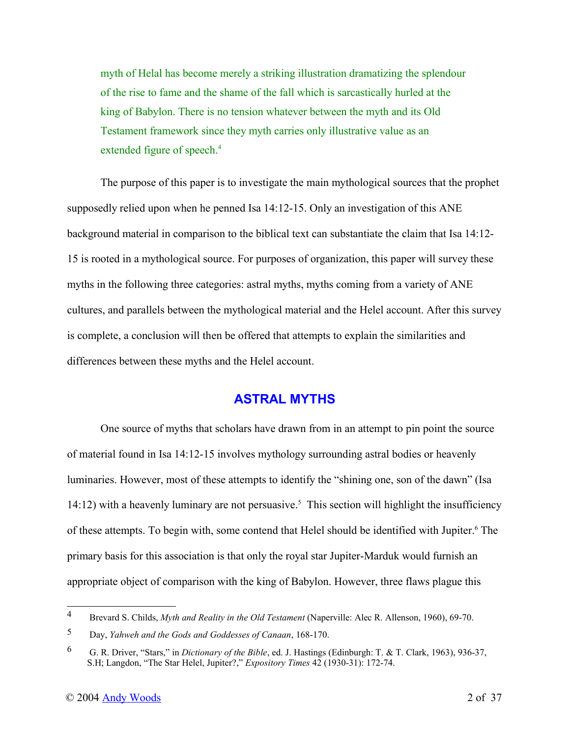> myth of Helal has become merely a striking illustration dramatizing the splendour of the rise to fame and the shame of the fall which is sarcastically hurled at the king of Babylon. There is no tension whatever between the myth and its Old Testament framework since they myth carries only illustrative value as an extended figure of speech.[4]

The purpose of this paper is to investigate the main mythological sources that the prophet supposedly relied upon when he penned Isa 14:12-15. Only an investigation of this ANE background material in comparison to the biblical text can substantiate the claim that Isa 14:12-15 is rooted in a mythological source. For purposes of organization, this paper will survey these myths in the following three categories: astral myths, myths coming from a variety of ANE cultures, and parallels between the mythological material and the Helel account. After this survey is complete, a conclusion will then be offered that attempts to explain the similarities and differences between these myths and the Helel account.

## ASTRAL MYTHS

One source of myths that scholars have drawn from in an attempt to pin point the source of material found in Isa 14:12-15 involves mythology surrounding astral bodies or heavenly luminaries. However, most of these attempts to identify the "shining one, son of the dawn" (Isa 14:12) with a heavenly luminary are not persuasive.[5] This section will highlight the insufficiency of these attempts. To begin with, some contend that Helel should be identified with Jupiter.[6] The primary basis for this association is that only the royal star Jupiter-Marduk would furnish an appropriate object of comparison with the king of Babylon. However, three flaws plague this

---

4 Brevard S. Childs, *Myth and Reality in the Old Testament* (Naperville: Alec R. Allenson, 1960), 69-70.

5 Day, *Yahweh and the Gods and Goddesses of Canaan*, 168-170.

6 G. R. Driver, "Stars," in *Dictionary of the Bible*, ed. J. Hastings (Edinburgh: T. & T. Clark, 1963), 936-37, S.H; Langdon, "The Star Helel, Jupiter?," *Expository Times* 42 (1930-31): 172-74.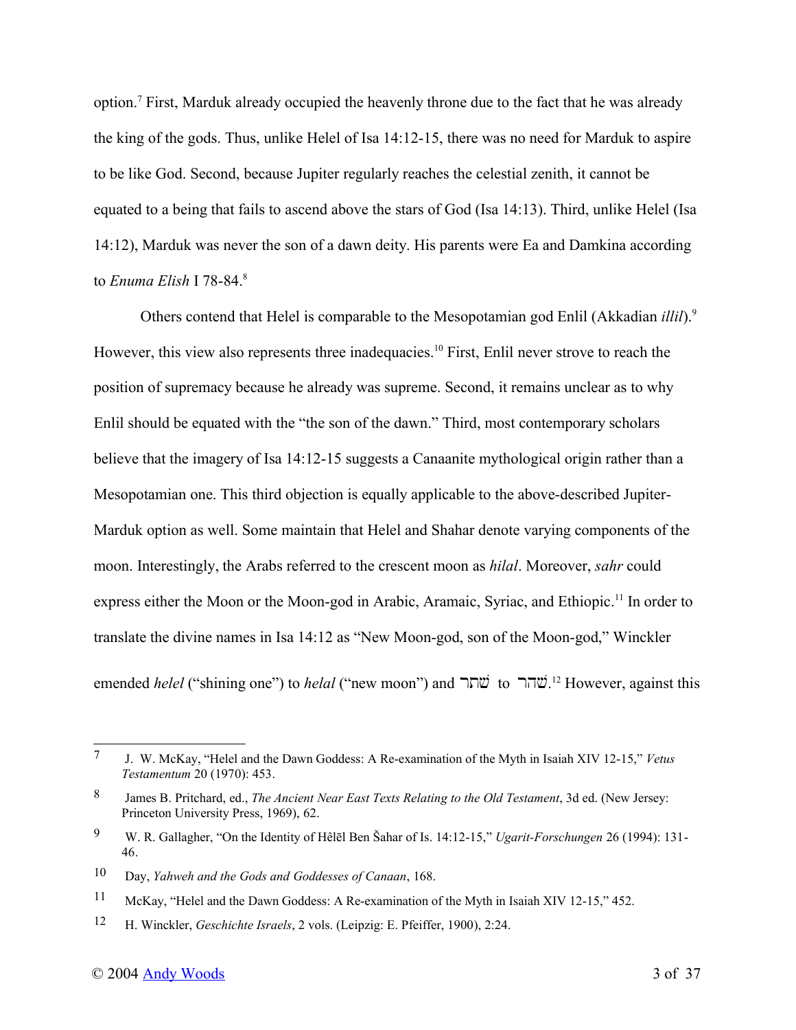option.[7] First, Marduk already occupied the heavenly throne due to the fact that he was already the king of the gods. Thus, unlike Helel of Isa 14:12-15, there was no need for Marduk to aspire to be like God. Second, because Jupiter regularly reaches the celestial zenith, it cannot be equated to a being that fails to ascend above the stars of God (Isa 14:13). Third, unlike Helel (Isa 14:12), Marduk was never the son of a dawn deity. His parents were Ea and Damkina according to *Enuma Elish* I 78-84.[8]

Others contend that Helel is comparable to the Mesopotamian god Enlil (Akkadian *illil*).[9] However, this view also represents three inadequacies.[10] First, Enlil never strove to reach the position of supremacy because he already was supreme. Second, it remains unclear as to why Enlil should be equated with the "the son of the dawn." Third, most contemporary scholars believe that the imagery of Isa 14:12-15 suggests a Canaanite mythological origin rather than a Mesopotamian one. This third objection is equally applicable to the above-described Jupiter-Marduk option as well. Some maintain that Helel and Shahar denote varying components of the moon. Interestingly, the Arabs referred to the crescent moon as *hilal*. Moreover, *sahr* could express either the Moon or the Moon-god in Arabic, Aramaic, Syriac, and Ethiopic.[11] In order to translate the divine names in Isa 14:12 as "New Moon-god, son of the Moon-god," Winckler emended *helel* ("shining one") to *helal* ("new moon") and שׁחר to שׂהר.[12] However, against this

---

7 J. W. McKay, "Helel and the Dawn Goddess: A Re-examination of the Myth in Isaiah XIV 12-15," *Vetus Testamentum* 20 (1970): 453.

8 James B. Pritchard, ed., *The Ancient Near East Texts Relating to the Old Testament*, 3d ed. (New Jersey: Princeton University Press, 1969), 62.

9 W. R. Gallagher, "On the Identity of Hêlēl Ben Šahar of Is. 14:12-15," *Ugarit-Forschungen* 26 (1994): 131-46.

10 Day, *Yahweh and the Gods and Goddesses of Canaan*, 168.

11 McKay, "Helel and the Dawn Goddess: A Re-examination of the Myth in Isaiah XIV 12-15," 452.

12 H. Winckler, *Geschichte Israels*, 2 vols. (Leipzig: E. Pfeiffer, 1900), 2:24.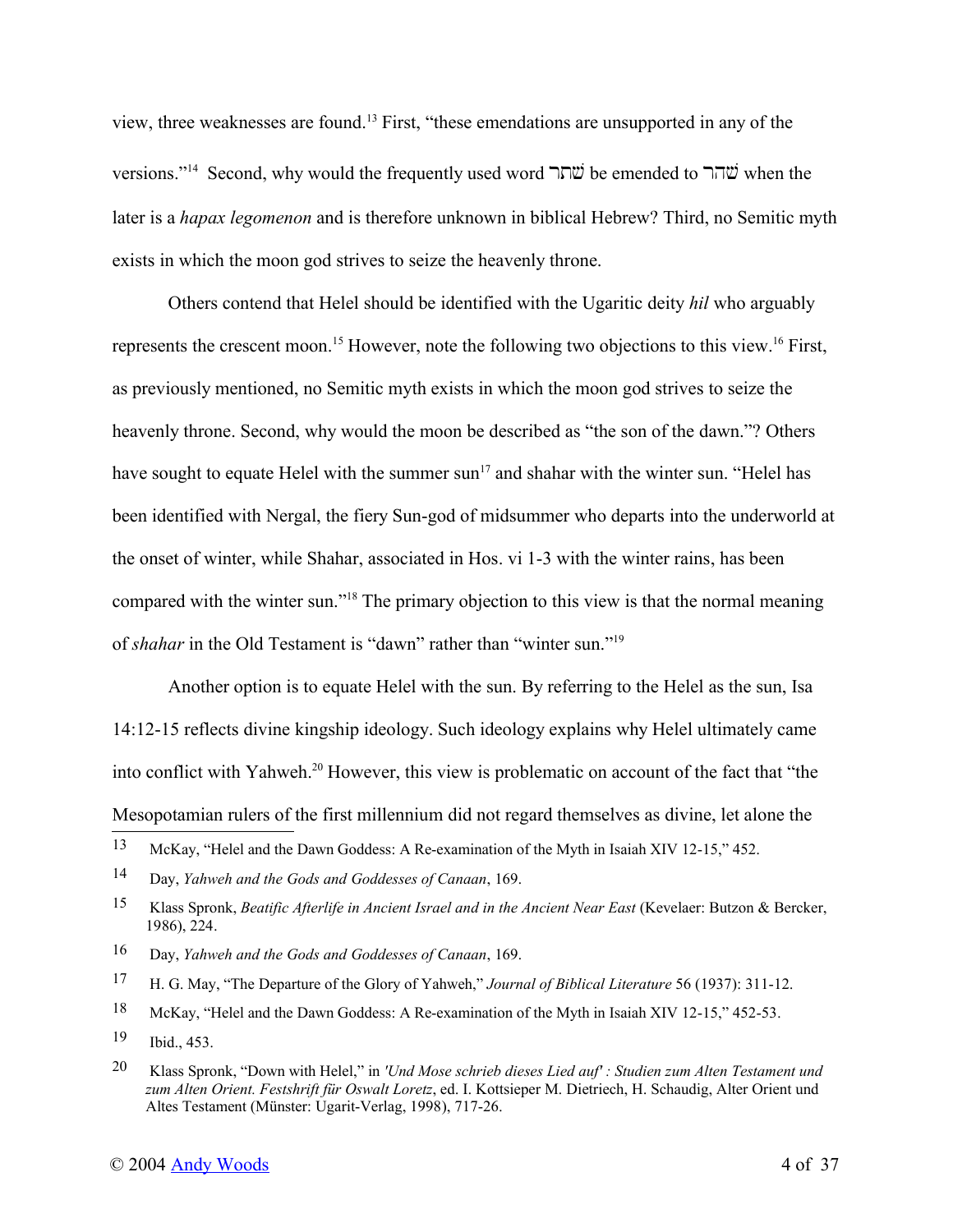view, three weaknesses are found.[13] First, "these emendations are unsupported in any of the versions."[14] Second, why would the frequently used word שׁחר be emended to שׁהר when the later is a *hapax legomenon* and is therefore unknown in biblical Hebrew? Third, no Semitic myth exists in which the moon god strives to seize the heavenly throne.

Others contend that Helel should be identified with the Ugaritic deity *hil* who arguably represents the crescent moon.[15] However, note the following two objections to this view.[16] First, as previously mentioned, no Semitic myth exists in which the moon god strives to seize the heavenly throne. Second, why would the moon be described as "the son of the dawn."? Others have sought to equate Helel with the summer sun[17] and shahar with the winter sun. "Helel has been identified with Nergal, the fiery Sun-god of midsummer who departs into the underworld at the onset of winter, while Shahar, associated in Hos. vi 1-3 with the winter rains, has been compared with the winter sun."[18] The primary objection to this view is that the normal meaning of *shahar* in the Old Testament is "dawn" rather than "winter sun."[19]

Another option is to equate Helel with the sun. By referring to the Helel as the sun, Isa 14:12-15 reflects divine kingship ideology. Such ideology explains why Helel ultimately came into conflict with Yahweh.[20] However, this view is problematic on account of the fact that "the Mesopotamian rulers of the first millennium did not regard themselves as divine, let alone the

---

13 McKay, "Helel and the Dawn Goddess: A Re-examination of the Myth in Isaiah XIV 12-15," 452.

14 Day, *Yahweh and the Gods and Goddesses of Canaan*, 169.

15 Klass Spronk, *Beatific Afterlife in Ancient Israel and in the Ancient Near East* (Kevelaer: Butzon & Bercker, 1986), 224.

16 Day, *Yahweh and the Gods and Goddesses of Canaan*, 169.

17 H. G. May, "The Departure of the Glory of Yahweh," *Journal of Biblical Literature* 56 (1937): 311-12.

18 McKay, "Helel and the Dawn Goddess: A Re-examination of the Myth in Isaiah XIV 12-15," 452-53.

19 Ibid., 453.

20 Klass Spronk, "Down with Helel," in *'Und Mose schrieb dieses Lied auf' : Studien zum Alten Testament und zum Alten Orient. Festshrift für Oswalt Loretz*, ed. I. Kottsieper M. Dietriech, H. Schaudig, Alter Orient und Altes Testament (Münster: Ugarit-Verlag, 1998), 717-26.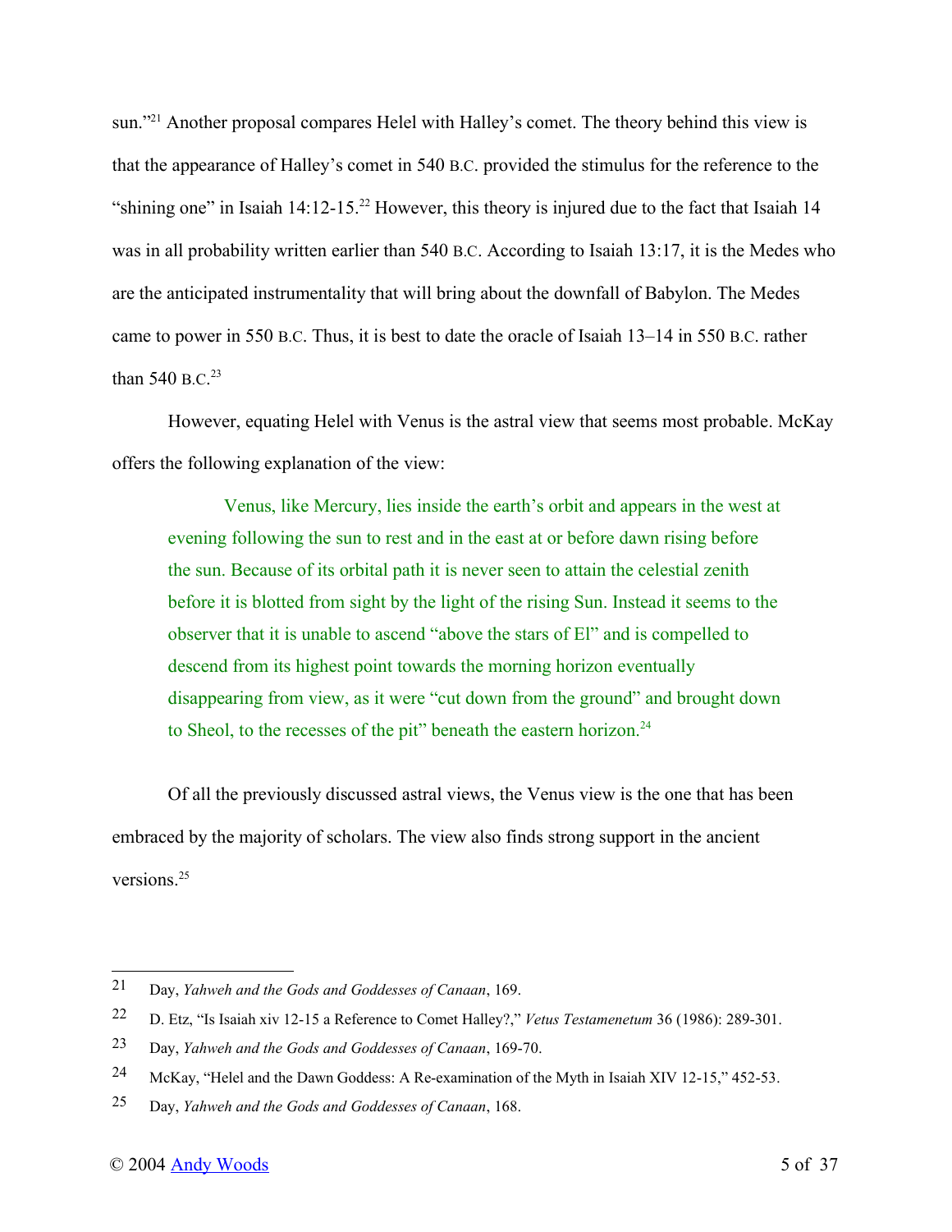sun."[21] Another proposal compares Helel with Halley's comet. The theory behind this view is that the appearance of Halley's comet in 540 B.C. provided the stimulus for the reference to the "shining one" in Isaiah 14:12-15.[22] However, this theory is injured due to the fact that Isaiah 14 was in all probability written earlier than 540 B.C. According to Isaiah 13:17, it is the Medes who are the anticipated instrumentality that will bring about the downfall of Babylon. The Medes came to power in 550 B.C. Thus, it is best to date the oracle of Isaiah 13–14 in 550 B.C. rather than 540 B.C.[23]

However, equating Helel with Venus is the astral view that seems most probable. McKay offers the following explanation of the view:

> Venus, like Mercury, lies inside the earth's orbit and appears in the west at evening following the sun to rest and in the east at or before dawn rising before the sun. Because of its orbital path it is never seen to attain the celestial zenith before it is blotted from sight by the light of the rising Sun. Instead it seems to the observer that it is unable to ascend "above the stars of El" and is compelled to descend from its highest point towards the morning horizon eventually disappearing from view, as it were "cut down from the ground" and brought down to Sheol, to the recesses of the pit" beneath the eastern horizon.[24]

Of all the previously discussed astral views, the Venus view is the one that has been embraced by the majority of scholars. The view also finds strong support in the ancient versions.[25]

---

21 Day, *Yahweh and the Gods and Goddesses of Canaan*, 169.

22 D. Etz, "Is Isaiah xiv 12-15 a Reference to Comet Halley?," *Vetus Testamenetum* 36 (1986): 289-301.

23 Day, *Yahweh and the Gods and Goddesses of Canaan*, 169-70.

24 McKay, "Helel and the Dawn Goddess: A Re-examination of the Myth in Isaiah XIV 12-15," 452-53.

25 Day, *Yahweh and the Gods and Goddesses of Canaan*, 168.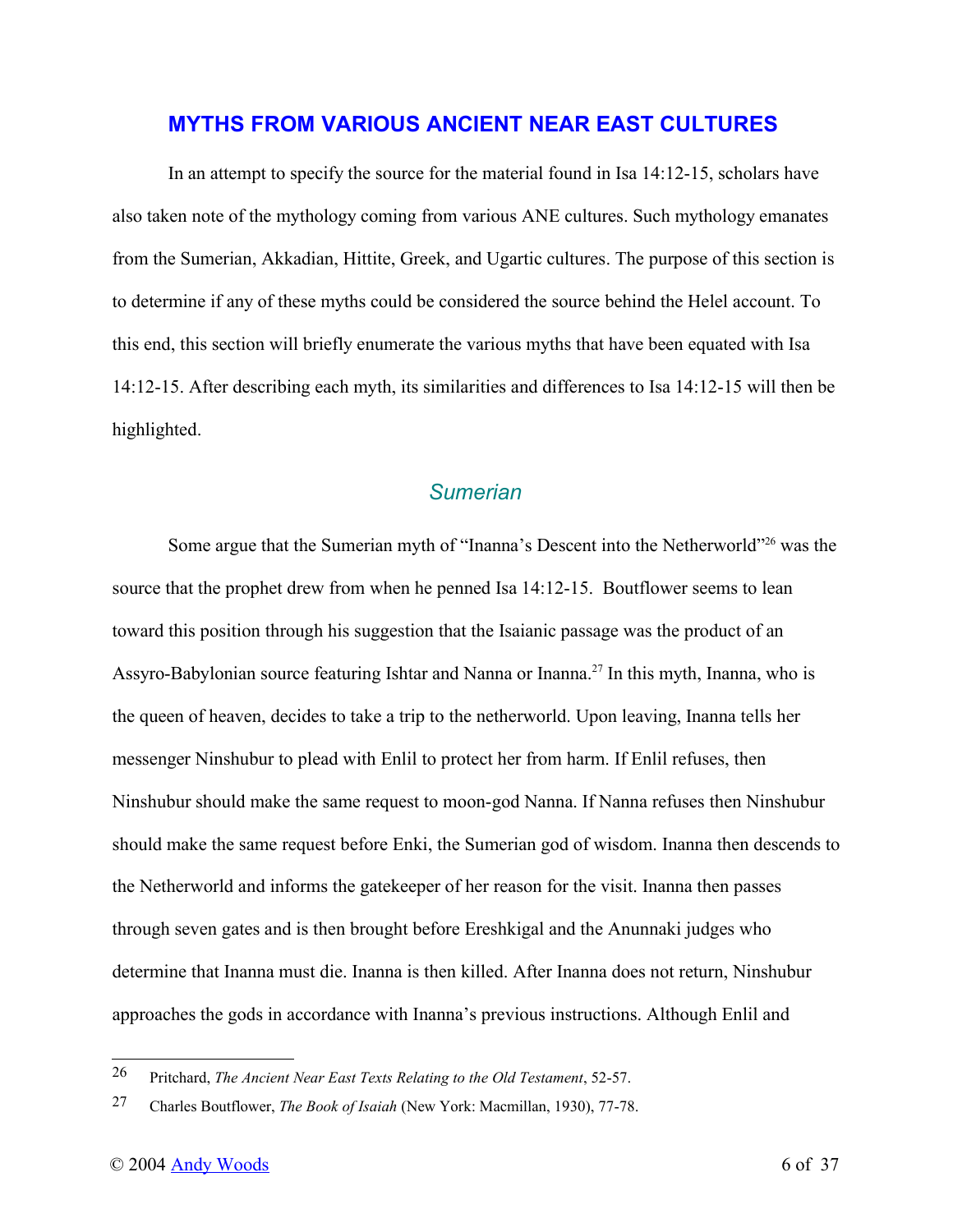## MYTHS FROM VARIOUS ANCIENT NEAR EAST CULTURES

In an attempt to specify the source for the material found in Isa 14:12-15, scholars have also taken note of the mythology coming from various ANE cultures. Such mythology emanates from the Sumerian, Akkadian, Hittite, Greek, and Ugartic cultures. The purpose of this section is to determine if any of these myths could be considered the source behind the Helel account. To this end, this section will briefly enumerate the various myths that have been equated with Isa 14:12-15. After describing each myth, its similarities and differences to Isa 14:12-15 will then be highlighted.

### *Sumerian*

Some argue that the Sumerian myth of "Inanna's Descent into the Netherworld"[26] was the source that the prophet drew from when he penned Isa 14:12-15. Boutflower seems to lean toward this position through his suggestion that the Isaianic passage was the product of an Assyro-Babylonian source featuring Ishtar and Nanna or Inanna.[27] In this myth, Inanna, who is the queen of heaven, decides to take a trip to the netherworld. Upon leaving, Inanna tells her messenger Ninshubur to plead with Enlil to protect her from harm. If Enlil refuses, then Ninshubur should make the same request to moon-god Nanna. If Nanna refuses then Ninshubur should make the same request before Enki, the Sumerian god of wisdom. Inanna then descends to the Netherworld and informs the gatekeeper of her reason for the visit. Inanna then passes through seven gates and is then brought before Ereshkigal and the Anunnaki judges who determine that Inanna must die. Inanna is then killed. After Inanna does not return, Ninshubur approaches the gods in accordance with Inanna's previous instructions. Although Enlil and

---

26 Pritchard, *The Ancient Near East Texts Relating to the Old Testament*, 52-57.

27 Charles Boutflower, *The Book of Isaiah* (New York: Macmillan, 1930), 77-78.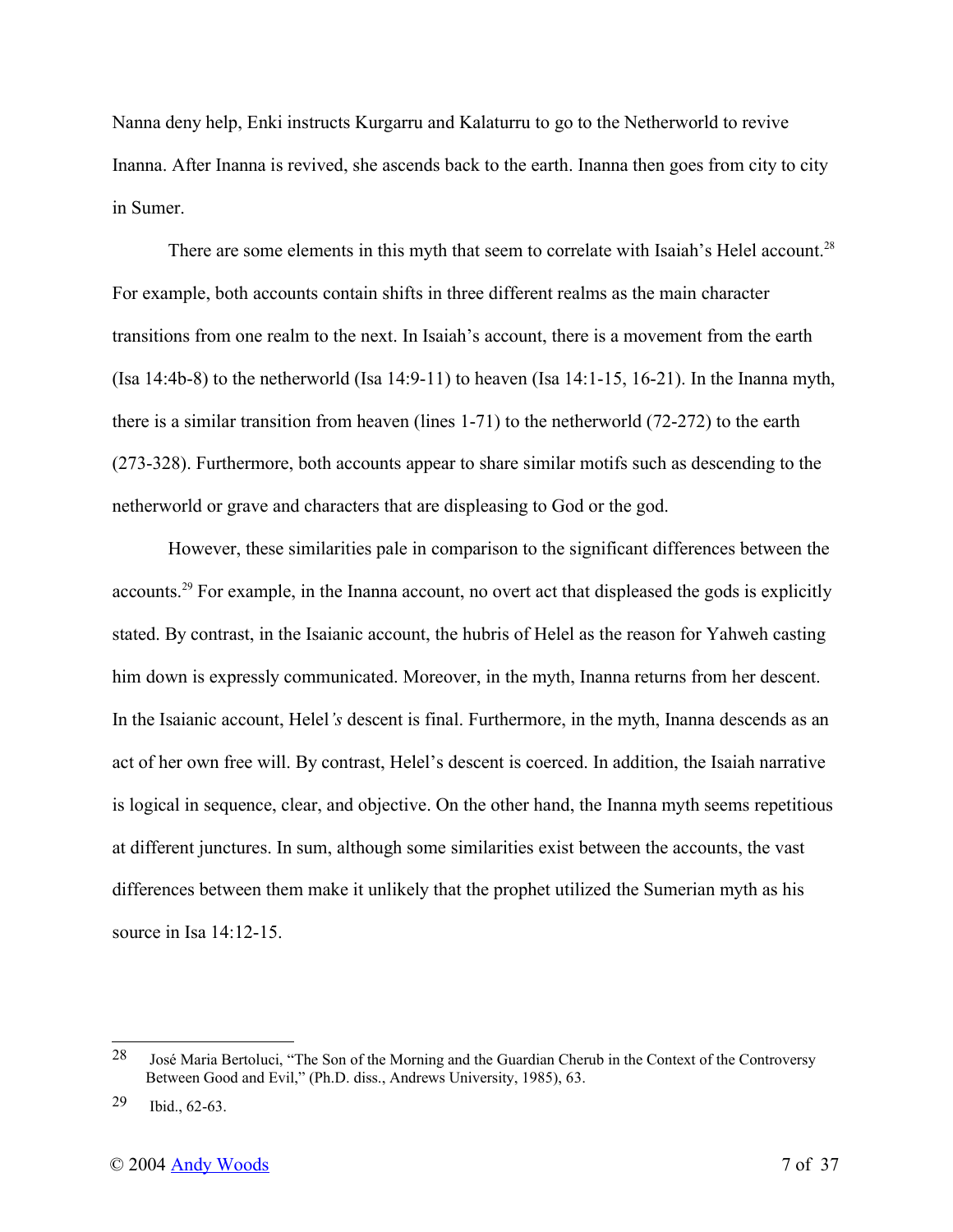Nanna deny help, Enki instructs Kurgarru and Kalaturru to go to the Netherworld to revive Inanna. After Inanna is revived, she ascends back to the earth. Inanna then goes from city to city in Sumer.

There are some elements in this myth that seem to correlate with Isaiah's Helel account.[28] For example, both accounts contain shifts in three different realms as the main character transitions from one realm to the next. In Isaiah's account, there is a movement from the earth (Isa 14:4b-8) to the netherworld (Isa 14:9-11) to heaven (Isa 14:1-15, 16-21). In the Inanna myth, there is a similar transition from heaven (lines 1-71) to the netherworld (72-272) to the earth (273-328). Furthermore, both accounts appear to share similar motifs such as descending to the netherworld or grave and characters that are displeasing to God or the god.

However, these similarities pale in comparison to the significant differences between the accounts.[29] For example, in the Inanna account, no overt act that displeased the gods is explicitly stated. By contrast, in the Isaianic account, the hubris of Helel as the reason for Yahweh casting him down is expressly communicated. Moreover, in the myth, Inanna returns from her descent. In the Isaianic account, Helel*'s* descent is final. Furthermore, in the myth, Inanna descends as an act of her own free will. By contrast, Helel's descent is coerced. In addition, the Isaiah narrative is logical in sequence, clear, and objective. On the other hand, the Inanna myth seems repetitious at different junctures. In sum, although some similarities exist between the accounts, the vast differences between them make it unlikely that the prophet utilized the Sumerian myth as his source in Isa 14:12-15.

---

[28] José Maria Bertoluci, "The Son of the Morning and the Guardian Cherub in the Context of the Controversy Between Good and Evil," (Ph.D. diss., Andrews University, 1985), 63.

[29] Ibid., 62-63.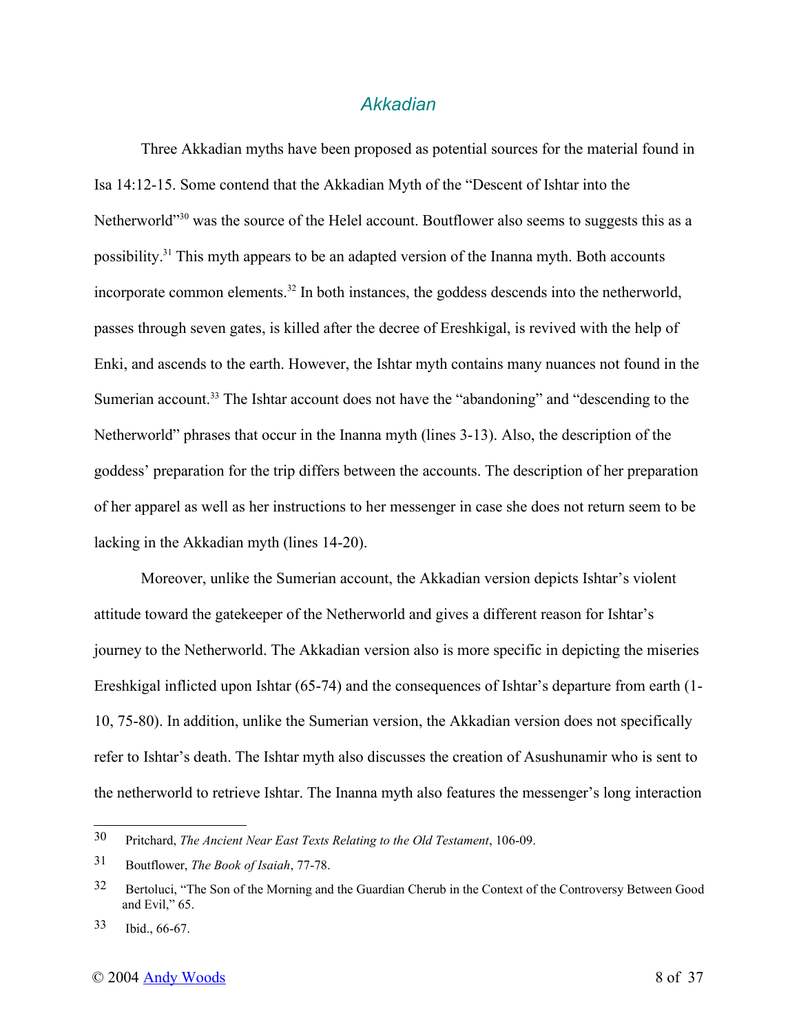## *Akkadian*

Three Akkadian myths have been proposed as potential sources for the material found in Isa 14:12-15. Some contend that the Akkadian Myth of the "Descent of Ishtar into the Netherworld"[30] was the source of the Helel account. Boutflower also seems to suggests this as a possibility.[31] This myth appears to be an adapted version of the Inanna myth. Both accounts incorporate common elements.[32] In both instances, the goddess descends into the netherworld, passes through seven gates, is killed after the decree of Ereshkigal, is revived with the help of Enki, and ascends to the earth. However, the Ishtar myth contains many nuances not found in the Sumerian account.[33] The Ishtar account does not have the "abandoning" and "descending to the Netherworld" phrases that occur in the Inanna myth (lines 3-13). Also, the description of the goddess' preparation for the trip differs between the accounts. The description of her preparation of her apparel as well as her instructions to her messenger in case she does not return seem to be lacking in the Akkadian myth (lines 14-20).

Moreover, unlike the Sumerian account, the Akkadian version depicts Ishtar's violent attitude toward the gatekeeper of the Netherworld and gives a different reason for Ishtar's journey to the Netherworld. The Akkadian version also is more specific in depicting the miseries Ereshkigal inflicted upon Ishtar (65-74) and the consequences of Ishtar's departure from earth (1-10, 75-80). In addition, unlike the Sumerian version, the Akkadian version does not specifically refer to Ishtar's death. The Ishtar myth also discusses the creation of Asushunamir who is sent to the netherworld to retrieve Ishtar. The Inanna myth also features the messenger's long interaction

---

30 Pritchard, *The Ancient Near East Texts Relating to the Old Testament*, 106-09.

31 Boutflower, *The Book of Isaiah*, 77-78.

32 Bertoluci, "The Son of the Morning and the Guardian Cherub in the Context of the Controversy Between Good and Evil," 65.

33 Ibid., 66-67.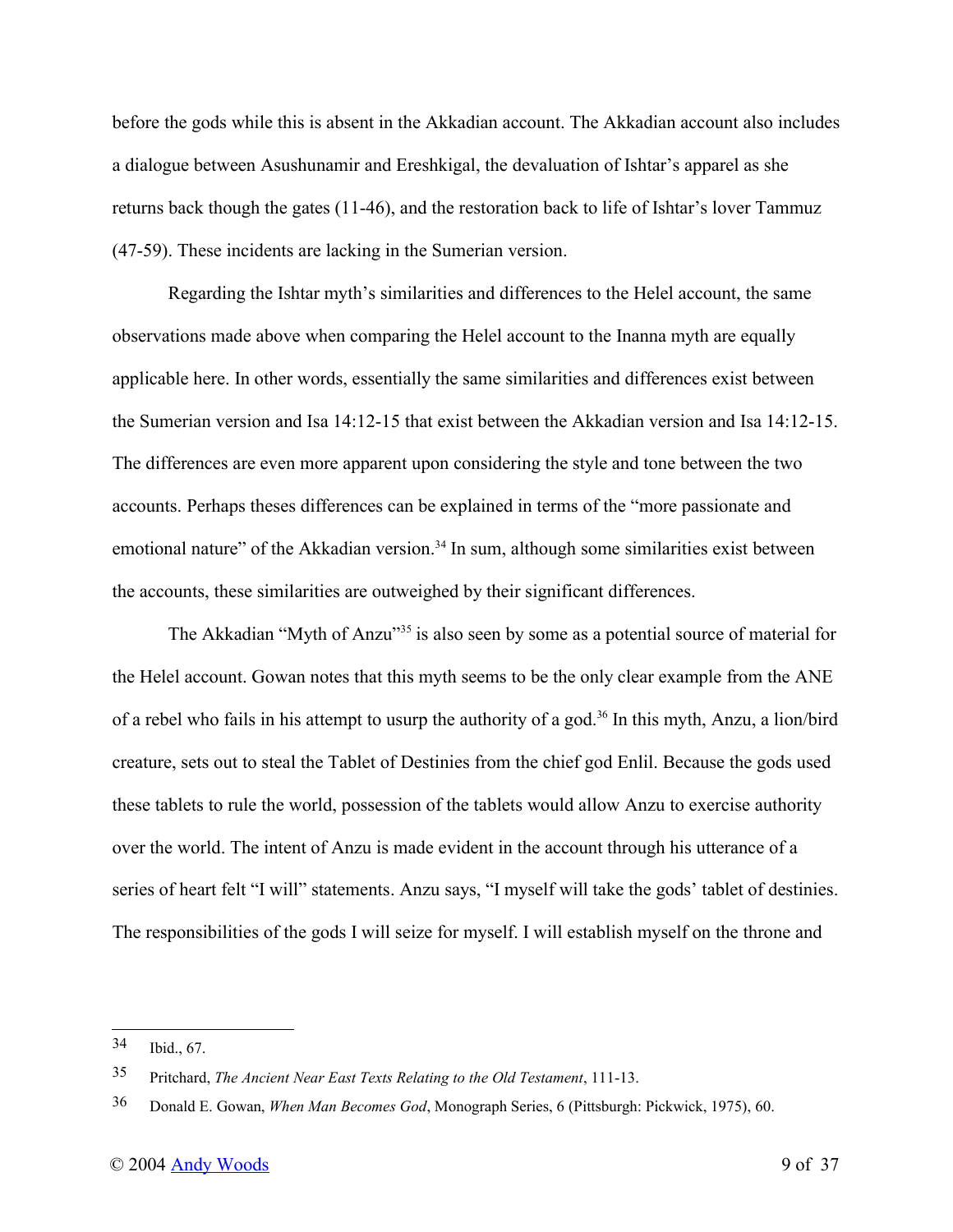before the gods while this is absent in the Akkadian account. The Akkadian account also includes a dialogue between Asushunamir and Ereshkigal, the devaluation of Ishtar's apparel as she returns back though the gates (11-46), and the restoration back to life of Ishtar's lover Tammuz (47-59). These incidents are lacking in the Sumerian version.

Regarding the Ishtar myth's similarities and differences to the Helel account, the same observations made above when comparing the Helel account to the Inanna myth are equally applicable here. In other words, essentially the same similarities and differences exist between the Sumerian version and Isa 14:12-15 that exist between the Akkadian version and Isa 14:12-15. The differences are even more apparent upon considering the style and tone between the two accounts. Perhaps theses differences can be explained in terms of the "more passionate and emotional nature" of the Akkadian version.[34] In sum, although some similarities exist between the accounts, these similarities are outweighed by their significant differences.

The Akkadian "Myth of Anzu"[35] is also seen by some as a potential source of material for the Helel account. Gowan notes that this myth seems to be the only clear example from the ANE of a rebel who fails in his attempt to usurp the authority of a god.[36] In this myth, Anzu, a lion/bird creature, sets out to steal the Tablet of Destinies from the chief god Enlil. Because the gods used these tablets to rule the world, possession of the tablets would allow Anzu to exercise authority over the world. The intent of Anzu is made evident in the account through his utterance of a series of heart felt "I will" statements. Anzu says, "I myself will take the gods' tablet of destinies. The responsibilities of the gods I will seize for myself. I will establish myself on the throne and

---

34 Ibid., 67.

35 Pritchard, *The Ancient Near East Texts Relating to the Old Testament*, 111-13.

36 Donald E. Gowan, *When Man Becomes God*, Monograph Series, 6 (Pittsburgh: Pickwick, 1975), 60.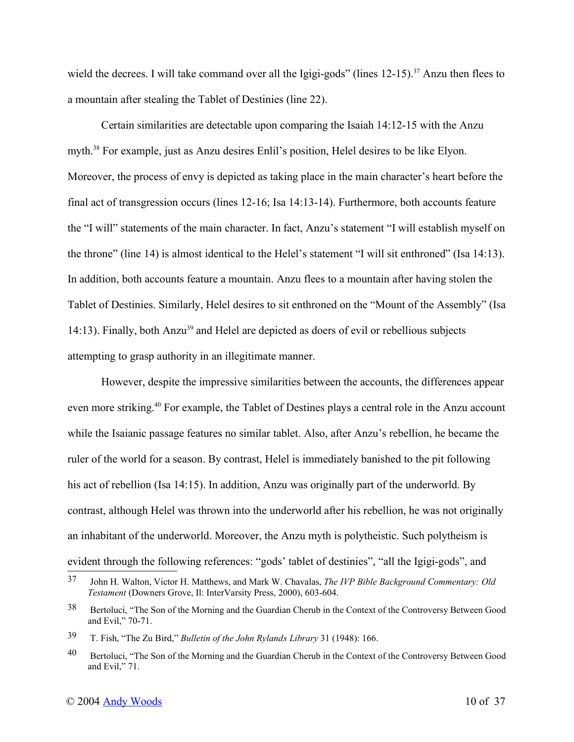wield the decrees. I will take command over all the Igigi-gods" (lines 12-15).[37] Anzu then flees to a mountain after stealing the Tablet of Destinies (line 22).

Certain similarities are detectable upon comparing the Isaiah 14:12-15 with the Anzu myth.[38] For example, just as Anzu desires Enlil's position, Helel desires to be like Elyon. Moreover, the process of envy is depicted as taking place in the main character's heart before the final act of transgression occurs (lines 12-16; Isa 14:13-14). Furthermore, both accounts feature the "I will" statements of the main character. In fact, Anzu's statement "I will establish myself on the throne" (line 14) is almost identical to the Helel's statement "I will sit enthroned" (Isa 14:13). In addition, both accounts feature a mountain. Anzu flees to a mountain after having stolen the Tablet of Destinies. Similarly, Helel desires to sit enthroned on the "Mount of the Assembly" (Isa 14:13). Finally, both Anzu[39] and Helel are depicted as doers of evil or rebellious subjects attempting to grasp authority in an illegitimate manner.

However, despite the impressive similarities between the accounts, the differences appear even more striking.[40] For example, the Tablet of Destines plays a central role in the Anzu account while the Isaianic passage features no similar tablet. Also, after Anzu's rebellion, he became the ruler of the world for a season. By contrast, Helel is immediately banished to the pit following his act of rebellion (Isa 14:15). In addition, Anzu was originally part of the underworld. By contrast, although Helel was thrown into the underworld after his rebellion, he was not originally an inhabitant of the underworld. Moreover, the Anzu myth is polytheistic. Such polytheism is evident through the following references: "gods' tablet of destinies", "all the Igigi-gods", and

---

[37] John H. Walton, Victor H. Matthews, and Mark W. Chavalas, *The IVP Bible Background Commentary: Old Testament* (Downers Grove, Il: InterVarsity Press, 2000), 603-604.

[38] Bertoluci, "The Son of the Morning and the Guardian Cherub in the Context of the Controversy Between Good and Evil," 70-71.

[39] T. Fish, "The Zu Bird," *Bulletin of the John Rylands Library* 31 (1948): 166.

[40] Bertoluci, "The Son of the Morning and the Guardian Cherub in the Context of the Controversy Between Good and Evil," 71.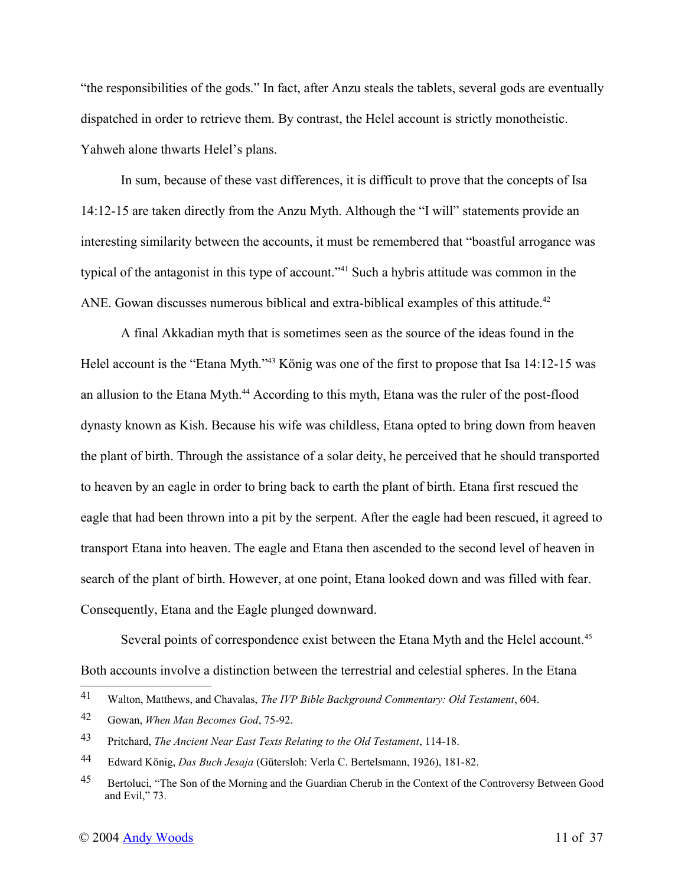"the responsibilities of the gods." In fact, after Anzu steals the tablets, several gods are eventually dispatched in order to retrieve them. By contrast, the Helel account is strictly monotheistic. Yahweh alone thwarts Helel's plans.

In sum, because of these vast differences, it is difficult to prove that the concepts of Isa 14:12-15 are taken directly from the Anzu Myth. Although the "I will" statements provide an interesting similarity between the accounts, it must be remembered that "boastful arrogance was typical of the antagonist in this type of account."[41] Such a hybris attitude was common in the ANE. Gowan discusses numerous biblical and extra-biblical examples of this attitude.[42]

A final Akkadian myth that is sometimes seen as the source of the ideas found in the Helel account is the "Etana Myth."[43] König was one of the first to propose that Isa 14:12-15 was an allusion to the Etana Myth.[44] According to this myth, Etana was the ruler of the post-flood dynasty known as Kish. Because his wife was childless, Etana opted to bring down from heaven the plant of birth. Through the assistance of a solar deity, he perceived that he should transported to heaven by an eagle in order to bring back to earth the plant of birth. Etana first rescued the eagle that had been thrown into a pit by the serpent. After the eagle had been rescued, it agreed to transport Etana into heaven. The eagle and Etana then ascended to the second level of heaven in search of the plant of birth. However, at one point, Etana looked down and was filled with fear. Consequently, Etana and the Eagle plunged downward.

Several points of correspondence exist between the Etana Myth and the Helel account.[45] Both accounts involve a distinction between the terrestrial and celestial spheres. In the Etana

---

41 Walton, Matthews, and Chavalas, *The IVP Bible Background Commentary: Old Testament*, 604.

42 Gowan, *When Man Becomes God*, 75-92.

43 Pritchard, *The Ancient Near East Texts Relating to the Old Testament*, 114-18.

44 Edward König, *Das Buch Jesaja* (Gütersloh: Verla C. Bertelsmann, 1926), 181-82.

45 Bertoluci, "The Son of the Morning and the Guardian Cherub in the Context of the Controversy Between Good and Evil," 73.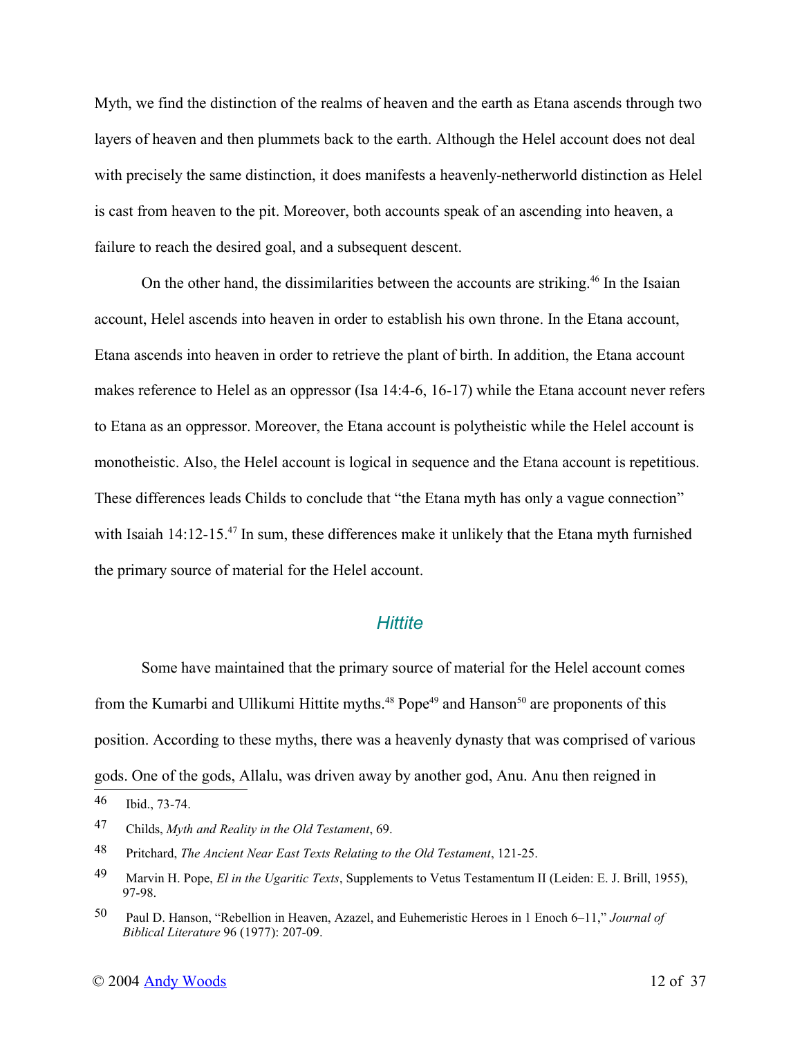Myth, we find the distinction of the realms of heaven and the earth as Etana ascends through two layers of heaven and then plummets back to the earth. Although the Helel account does not deal with precisely the same distinction, it does manifest a heavenly-netherworld distinction as Helel is cast from heaven to the pit. Moreover, both accounts speak of an ascending into heaven, a failure to reach the desired goal, and a subsequent descent.

On the other hand, the dissimilarities between the accounts are striking.[46] In the Isaian account, Helel ascends into heaven in order to establish his own throne. In the Etana account, Etana ascends into heaven in order to retrieve the plant of birth. In addition, the Etana account makes reference to Helel as an oppressor (Isa 14:4-6, 16-17) while the Etana account never refers to Etana as an oppressor. Moreover, the Etana account is polytheistic while the Helel account is monotheistic. Also, the Helel account is logical in sequence and the Etana account is repetitious. These differences leads Childs to conclude that "the Etana myth has only a vague connection" with Isaiah 14:12-15.[47] In sum, these differences make it unlikely that the Etana myth furnished the primary source of material for the Helel account.

### Hittite

Some have maintained that the primary source of material for the Helel account comes from the Kumarbi and Ullikumi Hittite myths.[48] Pope[49] and Hanson[50] are proponents of this position. According to these myths, there was a heavenly dynasty that was comprised of various gods. One of the gods, Allalu, was driven away by another god, Anu. Anu then reigned in

---

46 Ibid., 73-74.

47 Childs, *Myth and Reality in the Old Testament*, 69.

48 Pritchard, *The Ancient Near East Texts Relating to the Old Testament*, 121-25.

49 Marvin H. Pope, *El in the Ugaritic Texts*, Supplements to Vetus Testamentum II (Leiden: E. J. Brill, 1955), 97-98.

50 Paul D. Hanson, "Rebellion in Heaven, Azazel, and Euhemeristic Heroes in 1 Enoch 6–11," *Journal of Biblical Literature* 96 (1977): 207-09.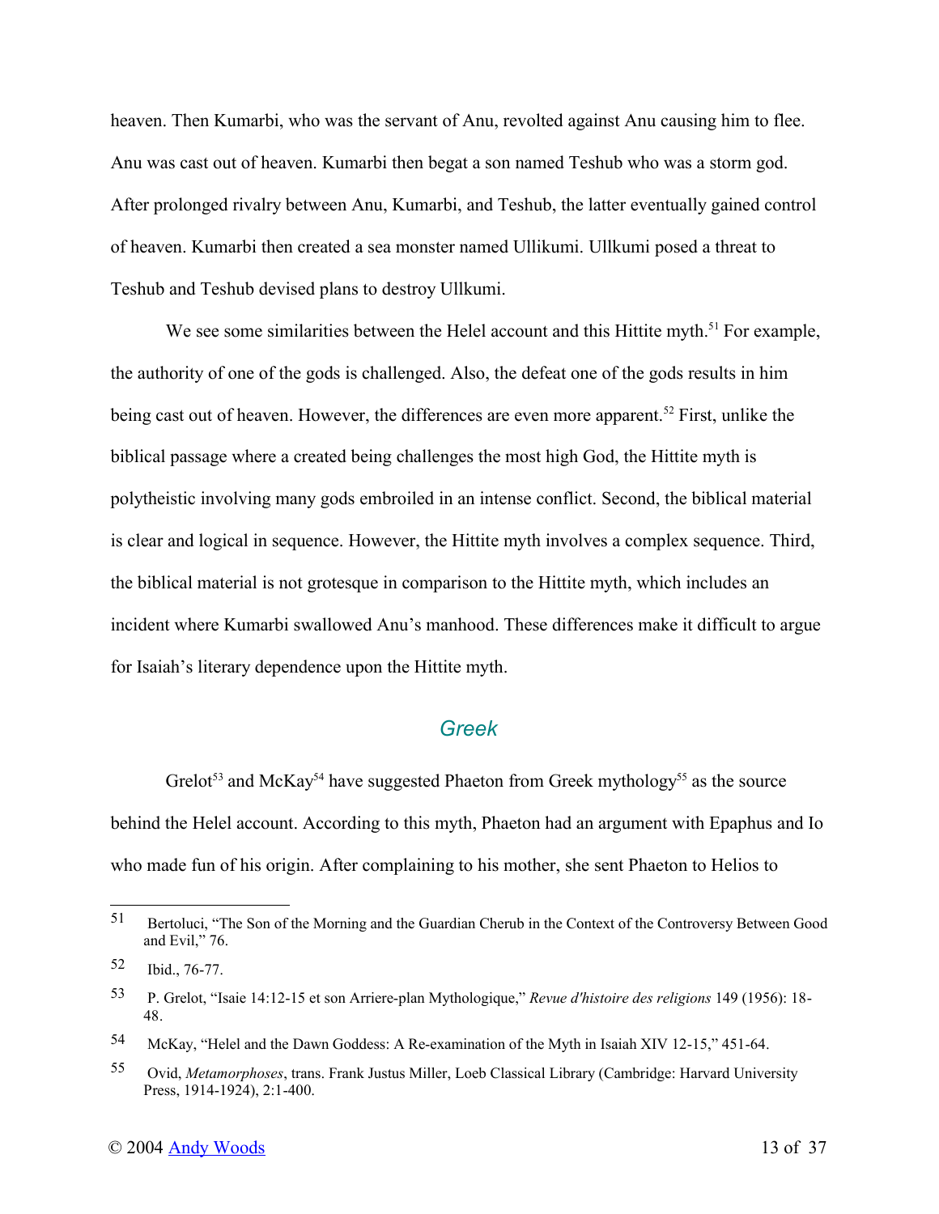heaven. Then Kumarbi, who was the servant of Anu, revolted against Anu causing him to flee. Anu was cast out of heaven. Kumarbi then begat a son named Teshub who was a storm god. After prolonged rivalry between Anu, Kumarbi, and Teshub, the latter eventually gained control of heaven. Kumarbi then created a sea monster named Ullikumi. Ullkumi posed a threat to Teshub and Teshub devised plans to destroy Ullkumi.

We see some similarities between the Helel account and this Hittite myth.[51] For example, the authority of one of the gods is challenged. Also, the defeat one of the gods results in him being cast out of heaven. However, the differences are even more apparent.[52] First, unlike the biblical passage where a created being challenges the most high God, the Hittite myth is polytheistic involving many gods embroiled in an intense conflict. Second, the biblical material is clear and logical in sequence. However, the Hittite myth involves a complex sequence. Third, the biblical material is not grotesque in comparison to the Hittite myth, which includes an incident where Kumarbi swallowed Anu's manhood. These differences make it difficult to argue for Isaiah's literary dependence upon the Hittite myth.

### Greek

Grelot[53] and McKay[54] have suggested Phaeton from Greek mythology[55] as the source behind the Helel account. According to this myth, Phaeton had an argument with Epaphus and Io who made fun of his origin. After complaining to his mother, she sent Phaeton to Helios to

---

[51] Bertoluci, "The Son of the Morning and the Guardian Cherub in the Context of the Controversy Between Good and Evil," 76.

[52] Ibid., 76-77.

[53] P. Grelot, "Isaie 14:12-15 et son Arriere-plan Mythologique," *Revue d'histoire des religions* 149 (1956): 18-48.

[54] McKay, "Helel and the Dawn Goddess: A Re-examination of the Myth in Isaiah XIV 12-15," 451-64.

[55] Ovid, *Metamorphoses*, trans. Frank Justus Miller, Loeb Classical Library (Cambridge: Harvard University Press, 1914-1924), 2:1-400.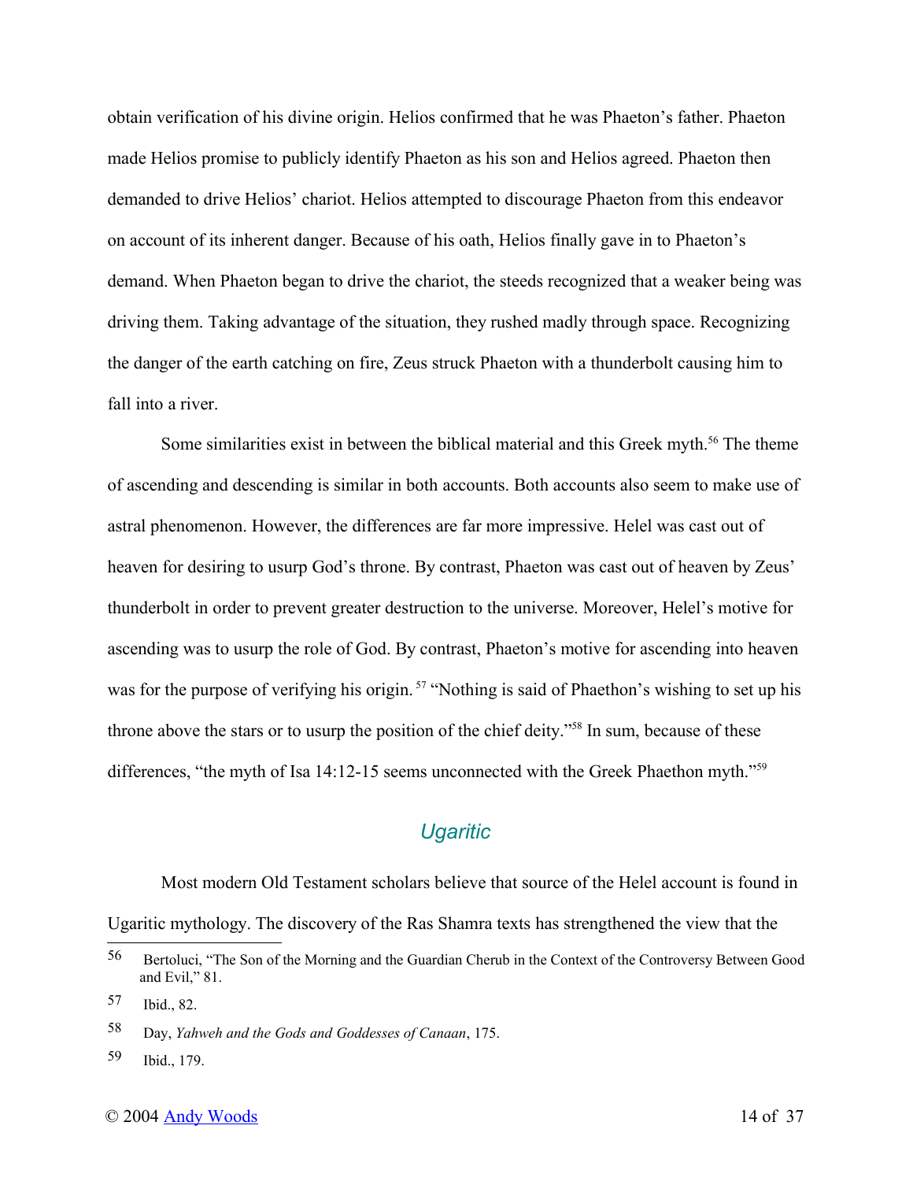obtain verification of his divine origin. Helios confirmed that he was Phaeton's father. Phaeton made Helios promise to publicly identify Phaeton as his son and Helios agreed. Phaeton then demanded to drive Helios' chariot. Helios attempted to discourage Phaeton from this endeavor on account of its inherent danger. Because of his oath, Helios finally gave in to Phaeton's demand. When Phaeton began to drive the chariot, the steeds recognized that a weaker being was driving them. Taking advantage of the situation, they rushed madly through space. Recognizing the danger of the earth catching on fire, Zeus struck Phaeton with a thunderbolt causing him to fall into a river.

Some similarities exist in between the biblical material and this Greek myth.[56] The theme of ascending and descending is similar in both accounts. Both accounts also seem to make use of astral phenomenon. However, the differences are far more impressive. Helel was cast out of heaven for desiring to usurp God's throne. By contrast, Phaeton was cast out of heaven by Zeus' thunderbolt in order to prevent greater destruction to the universe. Moreover, Helel's motive for ascending was to usurp the role of God. By contrast, Phaeton's motive for ascending into heaven was for the purpose of verifying his origin.[57] "Nothing is said of Phaethon's wishing to set up his throne above the stars or to usurp the position of the chief deity."[58] In sum, because of these differences, "the myth of Isa 14:12-15 seems unconnected with the Greek Phaethon myth."[59]

### *Ugaritic*

Most modern Old Testament scholars believe that source of the Helel account is found in Ugaritic mythology. The discovery of the Ras Shamra texts has strengthened the view that the

---

56 Bertoluci, "The Son of the Morning and the Guardian Cherub in the Context of the Controversy Between Good and Evil," 81.

57 Ibid., 82.

58 Day, *Yahweh and the Gods and Goddesses of Canaan*, 175.

59 Ibid., 179.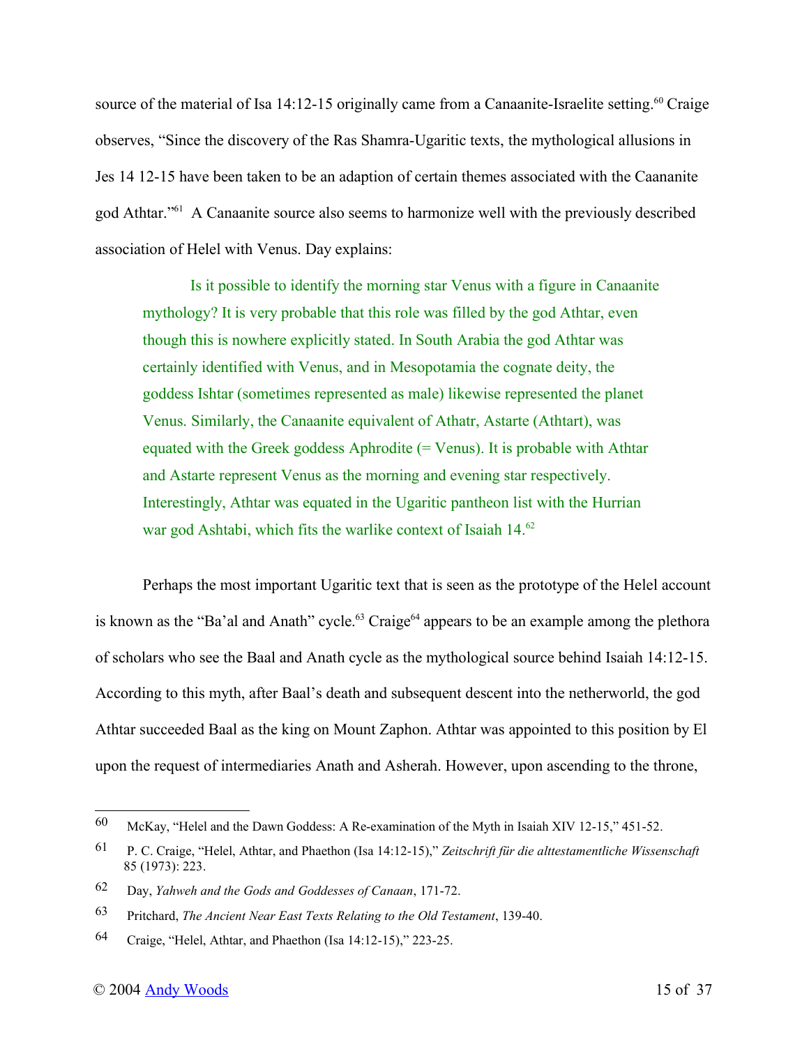source of the material of Isa 14:12-15 originally came from a Canaanite-Israelite setting.[60] Craige observes, "Since the discovery of the Ras Shamra-Ugaritic texts, the mythological allusions in Jes 14 12-15 have been taken to be an adaption of certain themes associated with the Caananite god Athtar."[61] A Canaanite source also seems to harmonize well with the previously described association of Helel with Venus. Day explains:

> Is it possible to identify the morning star Venus with a figure in Canaanite mythology? It is very probable that this role was filled by the god Athtar, even though this is nowhere explicitly stated. In South Arabia the god Athtar was certainly identified with Venus, and in Mesopotamia the cognate deity, the goddess Ishtar (sometimes represented as male) likewise represented the planet Venus. Similarly, the Canaanite equivalent of Athatr, Astarte (Athtart), was equated with the Greek goddess Aphrodite (= Venus). It is probable with Athtar and Astarte represent Venus as the morning and evening star respectively. Interestingly, Athtar was equated in the Ugaritic pantheon list with the Hurrian war god Ashtabi, which fits the warlike context of Isaiah 14.[62]

Perhaps the most important Ugaritic text that is seen as the prototype of the Helel account is known as the "Ba'al and Anath" cycle.[63] Craige[64] appears to be an example among the plethora of scholars who see the Baal and Anath cycle as the mythological source behind Isaiah 14:12-15. According to this myth, after Baal's death and subsequent descent into the netherworld, the god Athtar succeeded Baal as the king on Mount Zaphon. Athtar was appointed to this position by El upon the request of intermediaries Anath and Asherah. However, upon ascending to the throne,

---

60 McKay, "Helel and the Dawn Goddess: A Re-examination of the Myth in Isaiah XIV 12-15," 451-52.

61 P. C. Craige, "Helel, Athtar, and Phaethon (Isa 14:12-15)," *Zeitschrift für die alttestamentliche Wissenschaft* 85 (1973): 223.

62 Day, *Yahweh and the Gods and Goddesses of Canaan*, 171-72.

63 Pritchard, *The Ancient Near East Texts Relating to the Old Testament*, 139-40.

64 Craige, "Helel, Athtar, and Phaethon (Isa 14:12-15)," 223-25.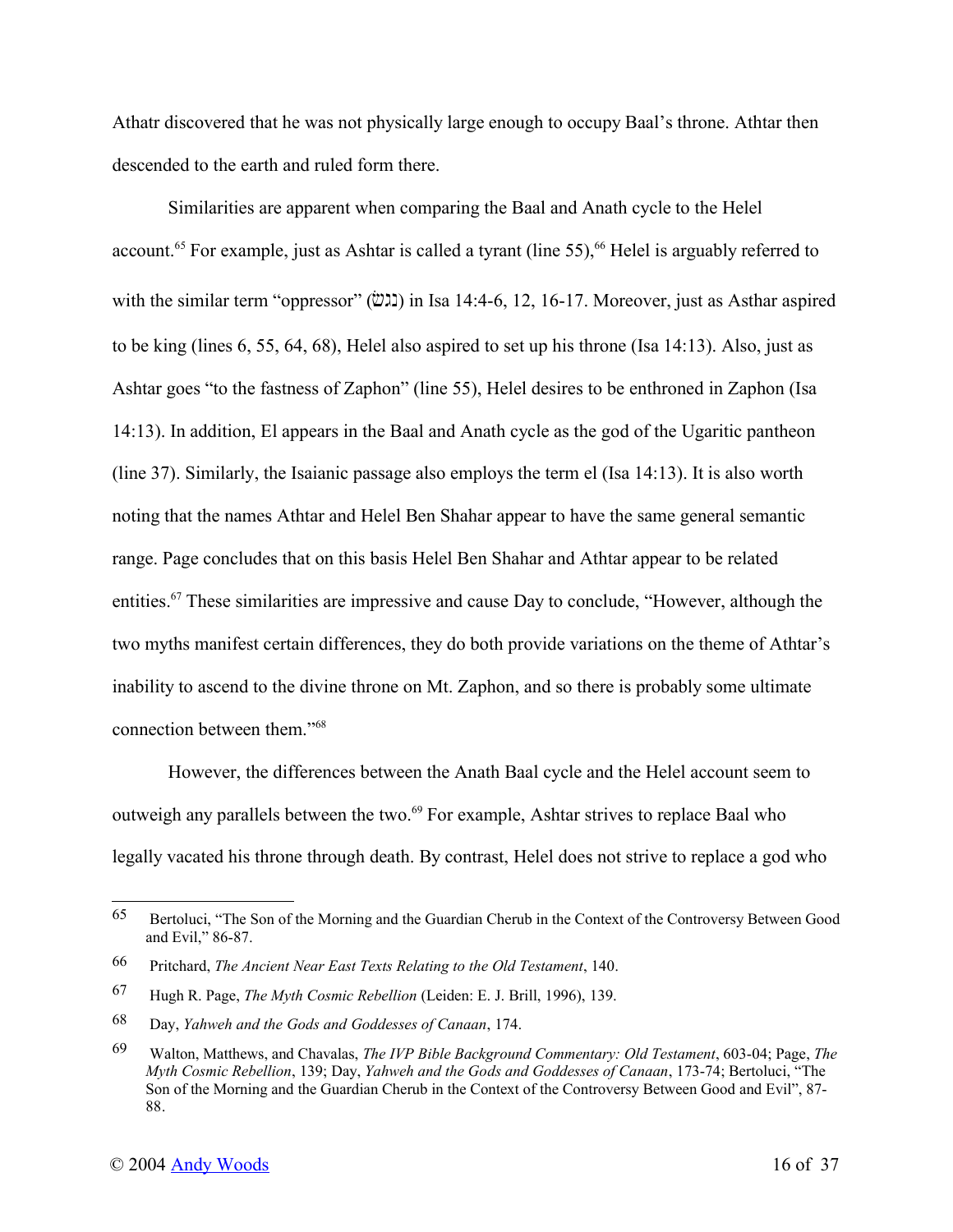Athatr discovered that he was not physically large enough to occupy Baal's throne. Athtar then descended to the earth and ruled form there.

Similarities are apparent when comparing the Baal and Anath cycle to the Helel account.[65] For example, just as Ashtar is called a tyrant (line 55),[66] Helel is arguably referred to with the similar term "oppressor" (נגשׂ) in Isa 14:4-6, 12, 16-17. Moreover, just as Asthar aspired to be king (lines 6, 55, 64, 68), Helel also aspired to set up his throne (Isa 14:13). Also, just as Ashtar goes "to the fastness of Zaphon" (line 55), Helel desires to be enthroned in Zaphon (Isa 14:13). In addition, El appears in the Baal and Anath cycle as the god of the Ugaritic pantheon (line 37). Similarly, the Isaianic passage also employs the term el (Isa 14:13). It is also worth noting that the names Athtar and Helel Ben Shahar appear to have the same general semantic range. Page concludes that on this basis Helel Ben Shahar and Athtar appear to be related entities.[67] These similarities are impressive and cause Day to conclude, "However, although the two myths manifest certain differences, they do both provide variations on the theme of Athtar's inability to ascend to the divine throne on Mt. Zaphon, and so there is probably some ultimate connection between them."[68]

However, the differences between the Anath Baal cycle and the Helel account seem to outweigh any parallels between the two.[69] For example, Ashtar strives to replace Baal who legally vacated his throne through death. By contrast, Helel does not strive to replace a god who

---

65 Bertoluci, "The Son of the Morning and the Guardian Cherub in the Context of the Controversy Between Good and Evil," 86-87.

66 Pritchard, *The Ancient Near East Texts Relating to the Old Testament*, 140.

67 Hugh R. Page, *The Myth Cosmic Rebellion* (Leiden: E. J. Brill, 1996), 139.

68 Day, *Yahweh and the Gods and Goddesses of Canaan*, 174.

69 Walton, Matthews, and Chavalas, *The IVP Bible Background Commentary: Old Testament*, 603-04; Page, *The Myth Cosmic Rebellion*, 139; Day, *Yahweh and the Gods and Goddesses of Canaan*, 173-74; Bertoluci, "The Son of the Morning and the Guardian Cherub in the Context of the Controversy Between Good and Evil", 87-88.

© 2004 Andy Woods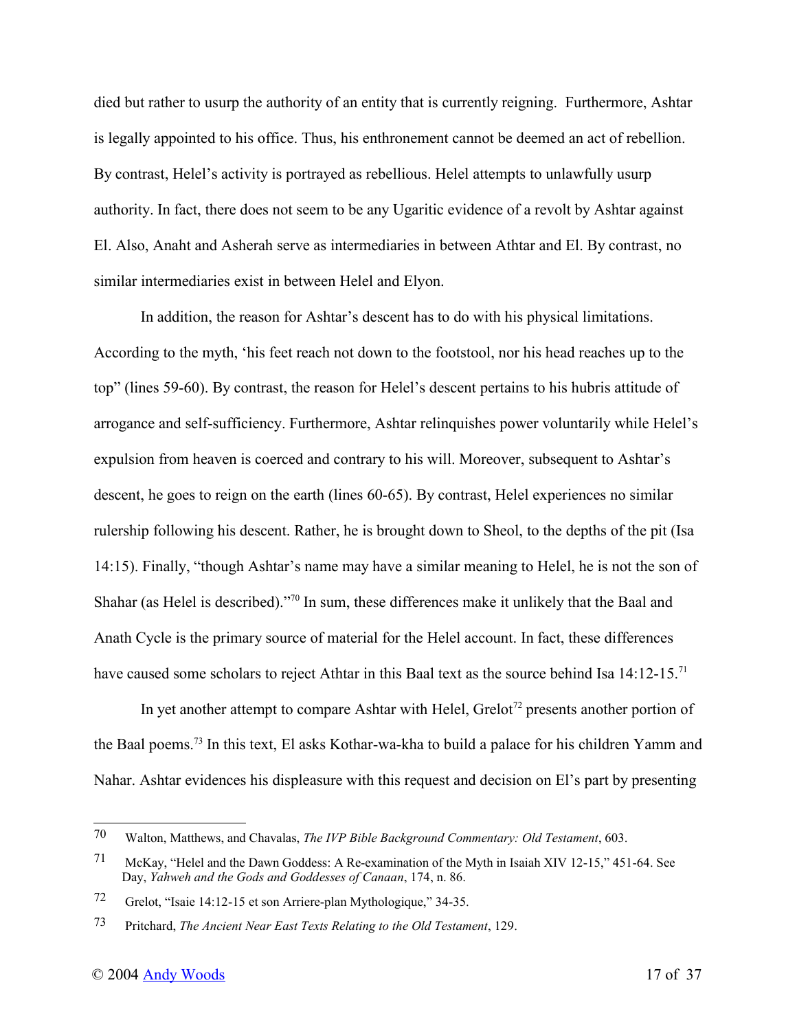died but rather to usurp the authority of an entity that is currently reigning. Furthermore, Ashtar is legally appointed to his office. Thus, his enthronement cannot be deemed an act of rebellion. By contrast, Helel's activity is portrayed as rebellious. Helel attempts to unlawfully usurp authority. In fact, there does not seem to be any Ugaritic evidence of a revolt by Ashtar against El. Also, Anaht and Asherah serve as intermediaries in between Athtar and El. By contrast, no similar intermediaries exist in between Helel and Elyon.

In addition, the reason for Ashtar's descent has to do with his physical limitations. According to the myth, 'his feet reach not down to the footstool, nor his head reaches up to the top" (lines 59-60). By contrast, the reason for Helel's descent pertains to his hubris attitude of arrogance and self-sufficiency. Furthermore, Ashtar relinquishes power voluntarily while Helel's expulsion from heaven is coerced and contrary to his will. Moreover, subsequent to Ashtar's descent, he goes to reign on the earth (lines 60-65). By contrast, Helel experiences no similar rulership following his descent. Rather, he is brought down to Sheol, to the depths of the pit (Isa 14:15). Finally, "though Ashtar's name may have a similar meaning to Helel, he is not the son of Shahar (as Helel is described)."[70] In sum, these differences make it unlikely that the Baal and Anath Cycle is the primary source of material for the Helel account. In fact, these differences have caused some scholars to reject Athtar in this Baal text as the source behind Isa 14:12-15.[71]

In yet another attempt to compare Ashtar with Helel, Grelot[72] presents another portion of the Baal poems.[73] In this text, El asks Kothar-wa-kha to build a palace for his children Yamm and Nahar. Ashtar evidences his displeasure with this request and decision on El's part by presenting

---

[70] Walton, Matthews, and Chavalas, *The IVP Bible Background Commentary: Old Testament*, 603.

[71] McKay, "Helel and the Dawn Goddess: A Re-examination of the Myth in Isaiah XIV 12-15," 451-64. See Day, *Yahweh and the Gods and Goddesses of Canaan*, 174, n. 86.

[72] Grelot, "Isaie 14:12-15 et son Arriere-plan Mythologique," 34-35.

[73] Pritchard, *The Ancient Near East Texts Relating to the Old Testament*, 129.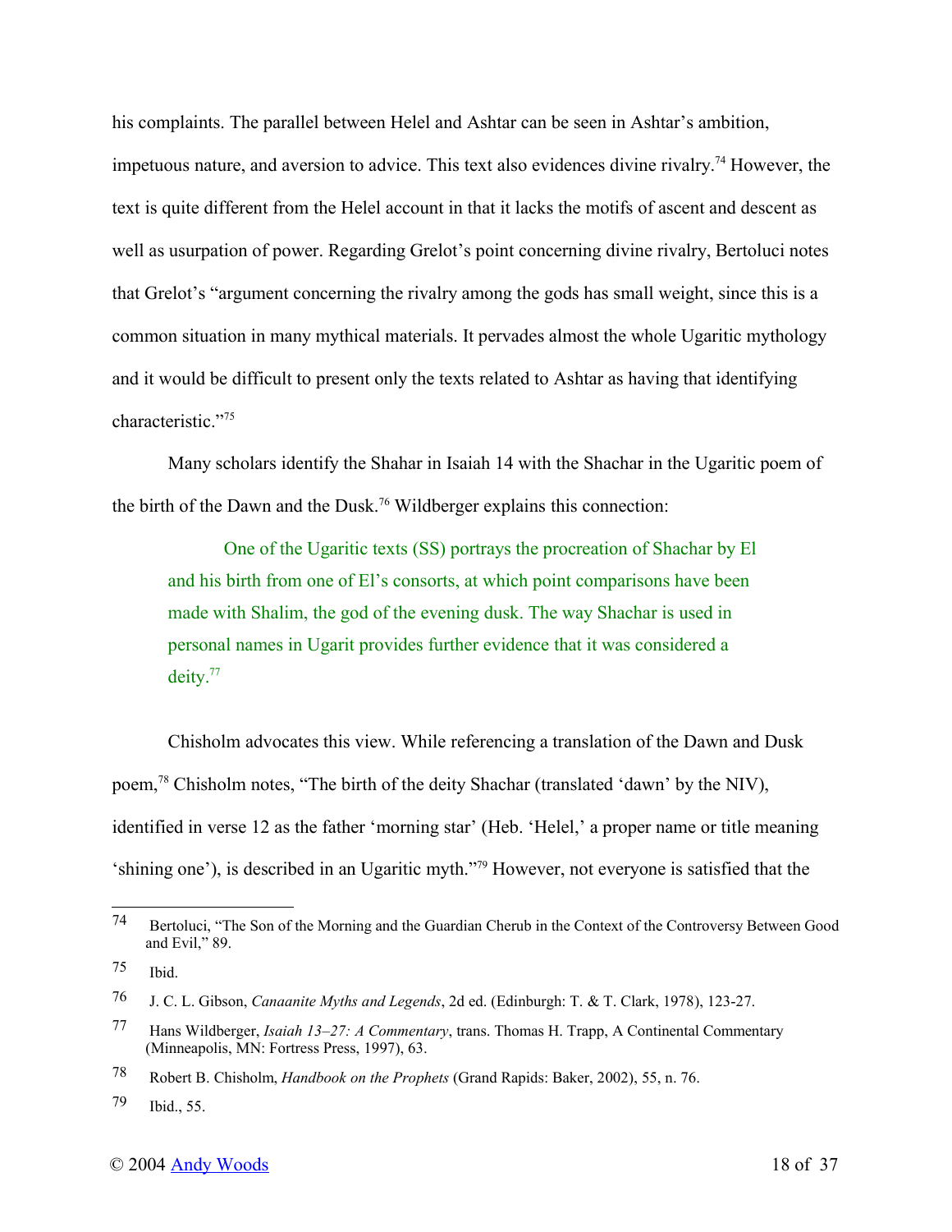his complaints. The parallel between Helel and Ashtar can be seen in Ashtar's ambition, impetuous nature, and aversion to advice. This text also evidences divine rivalry.[74] However, the text is quite different from the Helel account in that it lacks the motifs of ascent and descent as well as usurpation of power. Regarding Grelot's point concerning divine rivalry, Bertoluci notes that Grelot's "argument concerning the rivalry among the gods has small weight, since this is a common situation in many mythical materials. It pervades almost the whole Ugaritic mythology and it would be difficult to present only the texts related to Ashtar as having that identifying characteristic."[75]

Many scholars identify the Shahar in Isaiah 14 with the Shachar in the Ugaritic poem of the birth of the Dawn and the Dusk.[76] Wildberger explains this connection:

> One of the Ugaritic texts (SS) portrays the procreation of Shachar by El and his birth from one of El's consorts, at which point comparisons have been made with Shalim, the god of the evening dusk. The way Shachar is used in personal names in Ugarit provides further evidence that it was considered a deity.[77]

Chisholm advocates this view. While referencing a translation of the Dawn and Dusk poem,[78] Chisholm notes, "The birth of the deity Shachar (translated 'dawn' by the NIV), identified in verse 12 as the father 'morning star' (Heb. 'Helel,' a proper name or title meaning 'shining one'), is described in an Ugaritic myth."[79] However, not everyone is satisfied that the

---

74 Bertoluci, "The Son of the Morning and the Guardian Cherub in the Context of the Controversy Between Good and Evil," 89.

75 Ibid.

76 J. C. L. Gibson, *Canaanite Myths and Legends*, 2d ed. (Edinburgh: T. & T. Clark, 1978), 123-27.

77 Hans Wildberger, *Isaiah 13–27: A Commentary*, trans. Thomas H. Trapp, A Continental Commentary (Minneapolis, MN: Fortress Press, 1997), 63.

78 Robert B. Chisholm, *Handbook on the Prophets* (Grand Rapids: Baker, 2002), 55, n. 76.

79 Ibid., 55.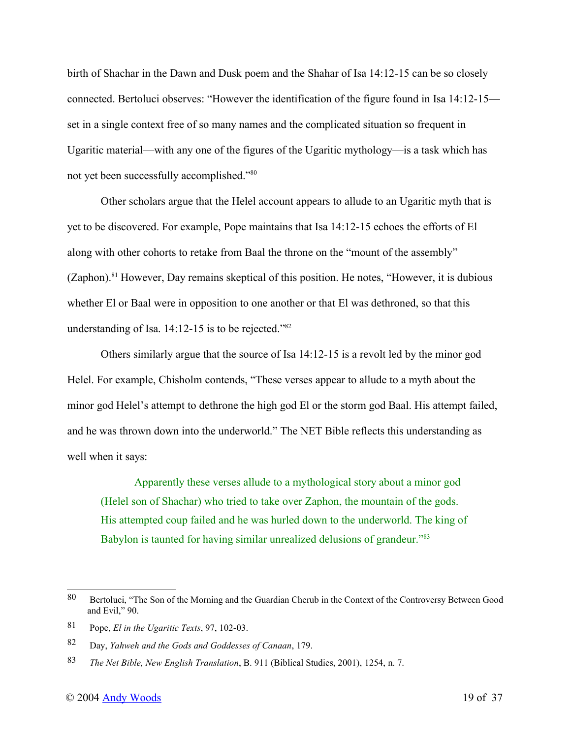birth of Shachar in the Dawn and Dusk poem and the Shahar of Isa 14:12-15 can be so closely connected. Bertoluci observes: "However the identification of the figure found in Isa 14:12-15—set in a single context free of so many names and the complicated situation so frequent in Ugaritic material—with any one of the figures of the Ugaritic mythology—is a task which has not yet been successfully accomplished."[80]

Other scholars argue that the Helel account appears to allude to an Ugaritic myth that is yet to be discovered. For example, Pope maintains that Isa 14:12-15 echoes the efforts of El along with other cohorts to retake from Baal the throne on the "mount of the assembly" (Zaphon).[81] However, Day remains skeptical of this position. He notes, "However, it is dubious whether El or Baal were in opposition to one another or that El was dethroned, so that this understanding of Isa. 14:12-15 is to be rejected."[82]

Others similarly argue that the source of Isa 14:12-15 is a revolt led by the minor god Helel. For example, Chisholm contends, "These verses appear to allude to a myth about the minor god Helel's attempt to dethrone the high god El or the storm god Baal. His attempt failed, and he was thrown down into the underworld." The NET Bible reflects this understanding as well when it says:

> Apparently these verses allude to a mythological story about a minor god (Helel son of Shachar) who tried to take over Zaphon, the mountain of the gods. His attempted coup failed and he was hurled down to the underworld. The king of Babylon is taunted for having similar unrealized delusions of grandeur."[83]

---

[80] Bertoluci, "The Son of the Morning and the Guardian Cherub in the Context of the Controversy Between Good and Evil," 90.

[81] Pope, *El in the Ugaritic Texts*, 97, 102-03.

[82] Day, *Yahweh and the Gods and Goddesses of Canaan*, 179.

[83] *The Net Bible, New English Translation*, B. 911 (Biblical Studies, 2001), 1254, n. 7.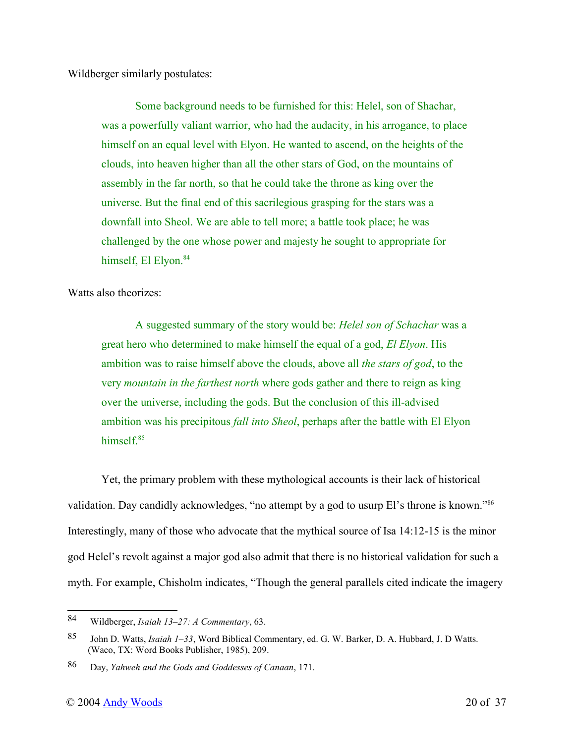Wildberger similarly postulates:

> Some background needs to be furnished for this: Helel, son of Shachar, was a powerfully valiant warrior, who had the audacity, in his arrogance, to place himself on an equal level with Elyon. He wanted to ascend, on the heights of the clouds, into heaven higher than all the other stars of God, on the mountains of assembly in the far north, so that he could take the throne as king over the universe. But the final end of this sacrilegious grasping for the stars was a downfall into Sheol. We are able to tell more; a battle took place; he was challenged by the one whose power and majesty he sought to appropriate for himself, El Elyon.[84]

Watts also theorizes:

> A suggested summary of the story would be: *Helel son of Schachar* was a great hero who determined to make himself the equal of a god, *El Elyon*. His ambition was to raise himself above the clouds, above all *the stars of god*, to the very *mountain in the farthest north* where gods gather and there to reign as king over the universe, including the gods. But the conclusion of this ill-advised ambition was his precipitous *fall into Sheol*, perhaps after the battle with El Elyon himself.[85]

Yet, the primary problem with these mythological accounts is their lack of historical validation. Day candidly acknowledges, "no attempt by a god to usurp El's throne is known."[86] Interestingly, many of those who advocate that the mythical source of Isa 14:12-15 is the minor god Helel's revolt against a major god also admit that there is no historical validation for such a myth. For example, Chisholm indicates, "Though the general parallels cited indicate the imagery

---

84 Wildberger, *Isaiah 13–27: A Commentary*, 63.

85 John D. Watts, *Isaiah 1–33*, Word Biblical Commentary, ed. G. W. Barker, D. A. Hubbard, J. D Watts. (Waco, TX: Word Books Publisher, 1985), 209.

86 Day, *Yahweh and the Gods and Goddesses of Canaan*, 171.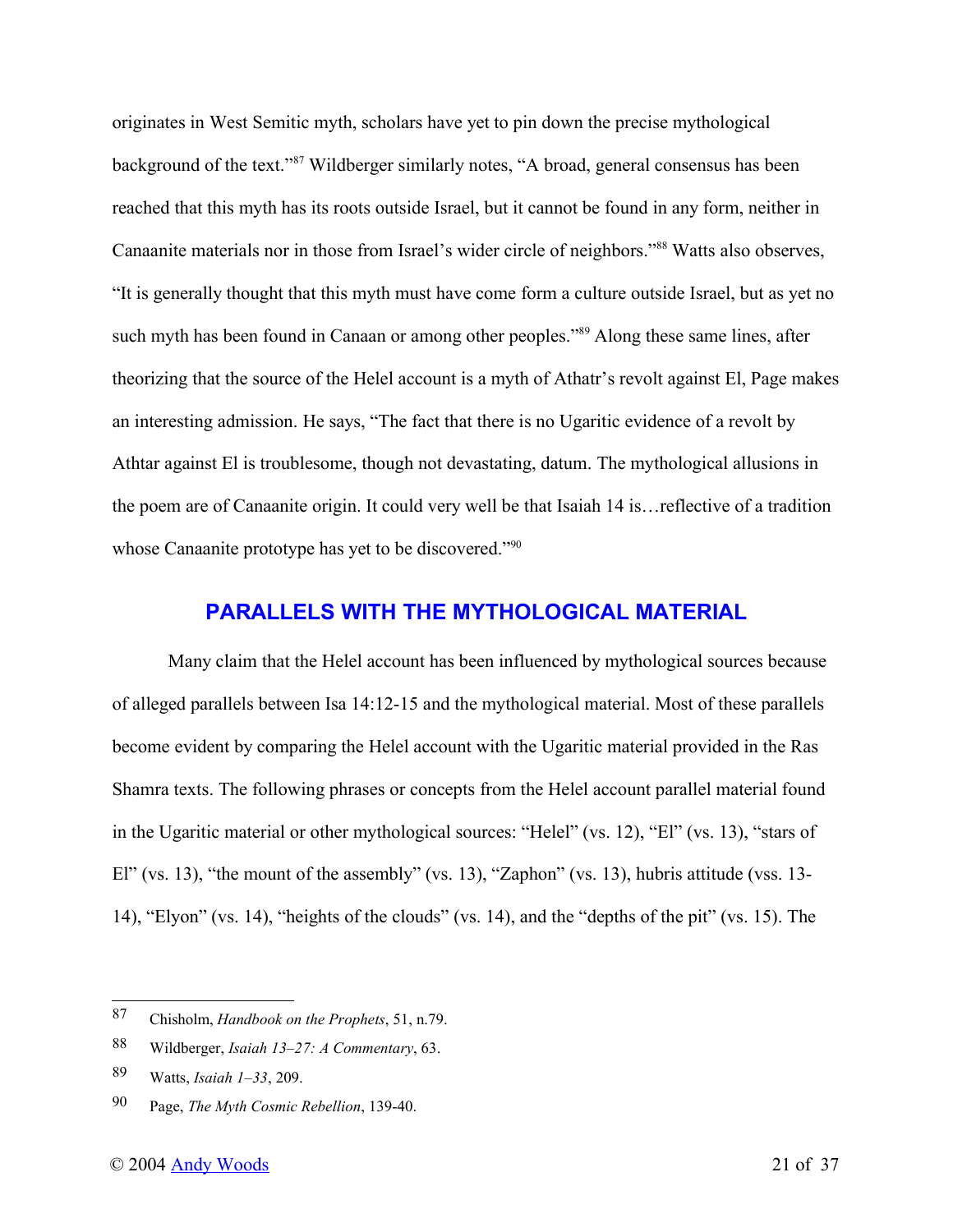originates in West Semitic myth, scholars have yet to pin down the precise mythological background of the text."[87] Wildberger similarly notes, "A broad, general consensus has been reached that this myth has its roots outside Israel, but it cannot be found in any form, neither in Canaanite materials nor in those from Israel's wider circle of neighbors."[88] Watts also observes, "It is generally thought that this myth must have come form a culture outside Israel, but as yet no such myth has been found in Canaan or among other peoples."[89] Along these same lines, after theorizing that the source of the Helel account is a myth of Athatr's revolt against El, Page makes an interesting admission. He says, "The fact that there is no Ugaritic evidence of a revolt by Athtar against El is troublesome, though not devastating, datum. The mythological allusions in the poem are of Canaanite origin. It could very well be that Isaiah 14 is…reflective of a tradition whose Canaanite prototype has yet to be discovered."[90]

## PARALLELS WITH THE MYTHOLOGICAL MATERIAL

Many claim that the Helel account has been influenced by mythological sources because of alleged parallels between Isa 14:12-15 and the mythological material. Most of these parallels become evident by comparing the Helel account with the Ugaritic material provided in the Ras Shamra texts. The following phrases or concepts from the Helel account parallel material found in the Ugaritic material or other mythological sources: "Helel" (vs. 12), "El" (vs. 13), "stars of El" (vs. 13), "the mount of the assembly" (vs. 13), "Zaphon" (vs. 13), hubris attitude (vss. 13-14), "Elyon" (vs. 14), "heights of the clouds" (vs. 14), and the "depths of the pit" (vs. 15). The

---

87 Chisholm, *Handbook on the Prophets*, 51, n.79.

88 Wildberger, *Isaiah 13–27: A Commentary*, 63.

89 Watts, *Isaiah 1–33*, 209.

90 Page, *The Myth Cosmic Rebellion*, 139-40.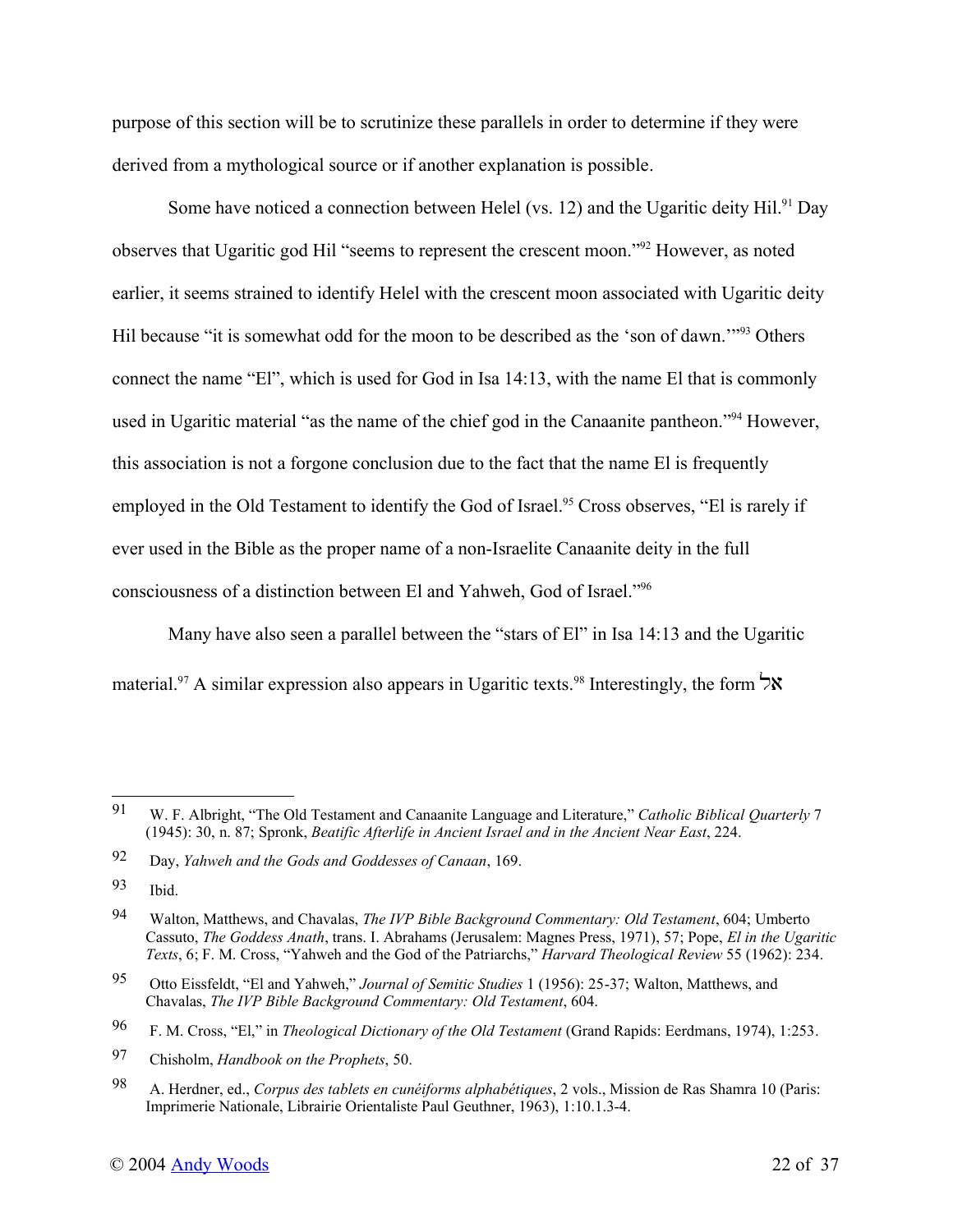purpose of this section will be to scrutinize these parallels in order to determine if they were derived from a mythological source or if another explanation is possible.

Some have noticed a connection between Helel (vs. 12) and the Ugaritic deity Hil.[91] Day observes that Ugaritic god Hil "seems to represent the crescent moon."[92] However, as noted earlier, it seems strained to identify Helel with the crescent moon associated with Ugaritic deity Hil because "it is somewhat odd for the moon to be described as the 'son of dawn.'"[93] Others connect the name "El", which is used for God in Isa 14:13, with the name El that is commonly used in Ugaritic material "as the name of the chief god in the Canaanite pantheon."[94] However, this association is not a forgone conclusion due to the fact that the name El is frequently employed in the Old Testament to identify the God of Israel.[95] Cross observes, "El is rarely if ever used in the Bible as the proper name of a non-Israelite Canaanite deity in the full consciousness of a distinction between El and Yahweh, God of Israel."[96]

Many have also seen a parallel between the "stars of El" in Isa 14:13 and the Ugaritic material.[97] A similar expression also appears in Ugaritic texts.[98] Interestingly, the form אל

---

[91] W. F. Albright, "The Old Testament and Canaanite Language and Literature," *Catholic Biblical Quarterly* 7 (1945): 30, n. 87; Spronk, *Beatific Afterlife in Ancient Israel and in the Ancient Near East*, 224.

[92] Day, *Yahweh and the Gods and Goddesses of Canaan*, 169.

[93] Ibid.

[94] Walton, Matthews, and Chavalas, *The IVP Bible Background Commentary: Old Testament*, 604; Umberto Cassuto, *The Goddess Anath*, trans. I. Abrahams (Jerusalem: Magnes Press, 1971), 57; Pope, *El in the Ugaritic Texts*, 6; F. M. Cross, "Yahweh and the God of the Patriarchs," *Harvard Theological Review* 55 (1962): 234.

[95] Otto Eissfeldt, "El and Yahweh," *Journal of Semitic Studies* 1 (1956): 25-37; Walton, Matthews, and Chavalas, *The IVP Bible Background Commentary: Old Testament*, 604.

[96] F. M. Cross, "El," in *Theological Dictionary of the Old Testament* (Grand Rapids: Eerdmans, 1974), 1:253.

[97] Chisholm, *Handbook on the Prophets*, 50.

[98] A. Herdner, ed., *Corpus des tablets en cunéiforms alphabétiques*, 2 vols., Mission de Ras Shamra 10 (Paris: Imprimerie Nationale, Librairie Orientaliste Paul Geuthner, 1963), 1:10.1.3-4.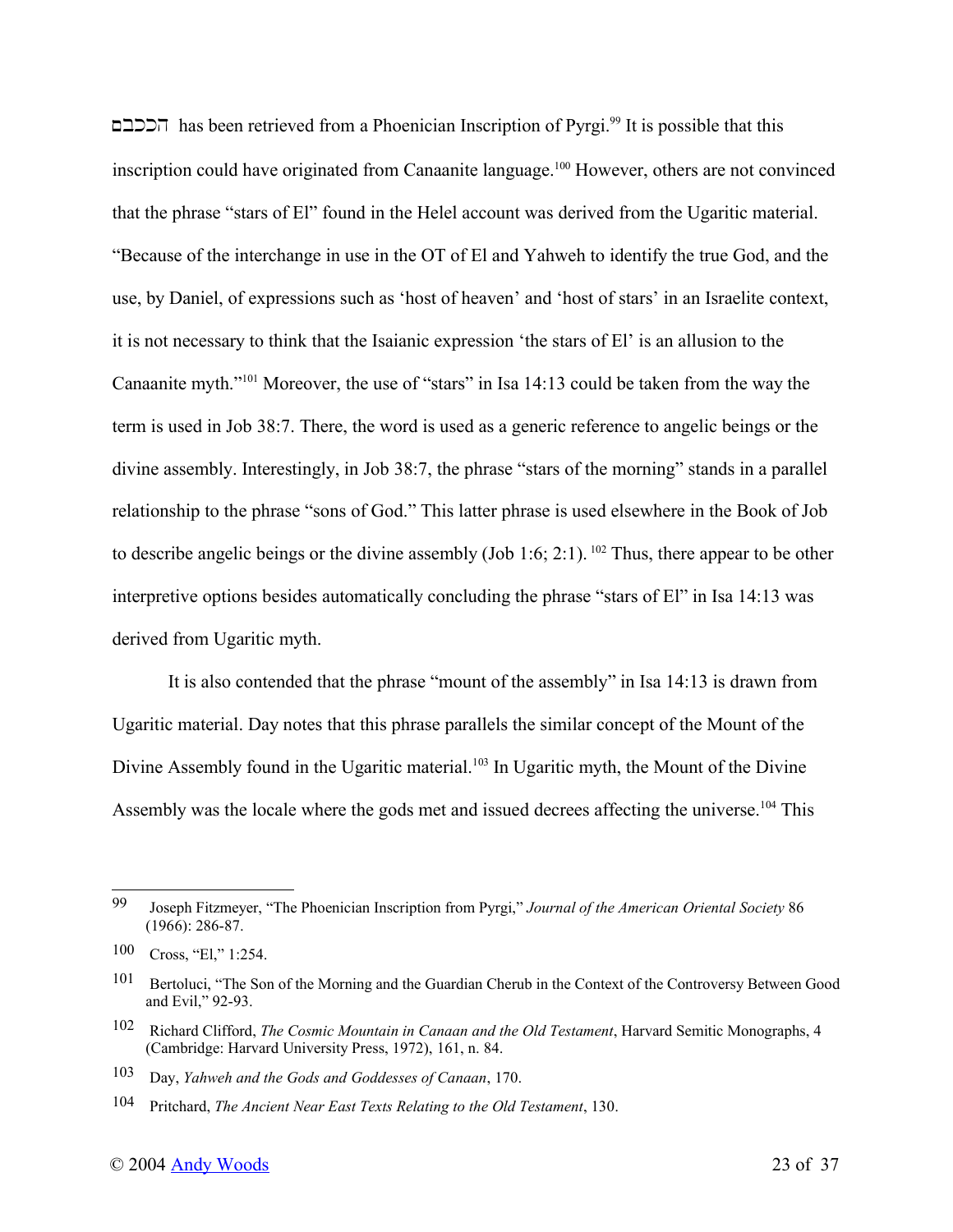הככבם has been retrieved from a Phoenician Inscription of Pyrgi.[99] It is possible that this inscription could have originated from Canaanite language.[100] However, others are not convinced that the phrase "stars of El" found in the Helel account was derived from the Ugaritic material. "Because of the interchange in use in the OT of El and Yahweh to identify the true God, and the use, by Daniel, of expressions such as 'host of heaven' and 'host of stars' in an Israelite context, it is not necessary to think that the Isaianic expression 'the stars of El' is an allusion to the Canaanite myth."[101] Moreover, the use of "stars" in Isa 14:13 could be taken from the way the term is used in Job 38:7. There, the word is used as a generic reference to angelic beings or the divine assembly. Interestingly, in Job 38:7, the phrase "stars of the morning" stands in a parallel relationship to the phrase "sons of God." This latter phrase is used elsewhere in the Book of Job to describe angelic beings or the divine assembly (Job 1:6; 2:1). [102] Thus, there appear to be other interpretive options besides automatically concluding the phrase "stars of El" in Isa 14:13 was derived from Ugaritic myth.

It is also contended that the phrase "mount of the assembly" in Isa 14:13 is drawn from Ugaritic material. Day notes that this phrase parallels the similar concept of the Mount of the Divine Assembly found in the Ugaritic material.[103] In Ugaritic myth, the Mount of the Divine Assembly was the locale where the gods met and issued decrees affecting the universe.[104] This

---

[99] Joseph Fitzmeyer, "The Phoenician Inscription from Pyrgi," *Journal of the American Oriental Society* 86 (1966): 286-87.

[100] Cross, "El," 1:254.

[101] Bertoluci, "The Son of the Morning and the Guardian Cherub in the Context of the Controversy Between Good and Evil," 92-93.

[102] Richard Clifford, *The Cosmic Mountain in Canaan and the Old Testament*, Harvard Semitic Monographs, 4 (Cambridge: Harvard University Press, 1972), 161, n. 84.

[103] Day, *Yahweh and the Gods and Goddesses of Canaan*, 170.

[104] Pritchard, *The Ancient Near East Texts Relating to the Old Testament*, 130.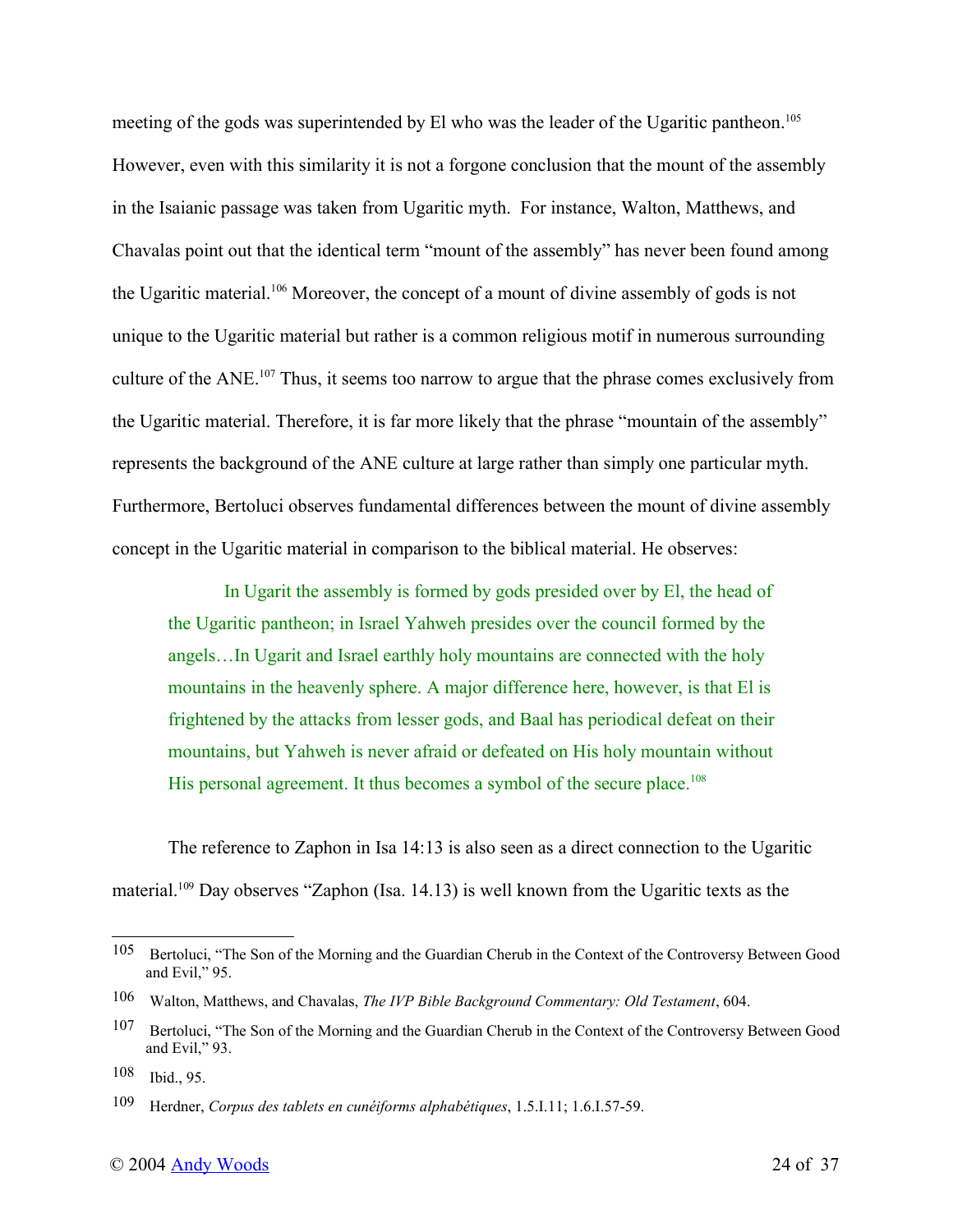meeting of the gods was superintended by El who was the leader of the Ugaritic pantheon.[105] However, even with this similarity it is not a forgone conclusion that the mount of the assembly in the Isaianic passage was taken from Ugaritic myth. For instance, Walton, Matthews, and Chavalas point out that the identical term "mount of the assembly" has never been found among the Ugaritic material.[106] Moreover, the concept of a mount of divine assembly of gods is not unique to the Ugaritic material but rather is a common religious motif in numerous surrounding culture of the ANE.[107] Thus, it seems too narrow to argue that the phrase comes exclusively from the Ugaritic material. Therefore, it is far more likely that the phrase "mountain of the assembly" represents the background of the ANE culture at large rather than simply one particular myth. Furthermore, Bertoluci observes fundamental differences between the mount of divine assembly concept in the Ugaritic material in comparison to the biblical material. He observes:

> In Ugarit the assembly is formed by gods presided over by El, the head of the Ugaritic pantheon; in Israel Yahweh presides over the council formed by the angels…In Ugarit and Israel earthly holy mountains are connected with the holy mountains in the heavenly sphere. A major difference here, however, is that El is frightened by the attacks from lesser gods, and Baal has periodical defeat on their mountains, but Yahweh is never afraid or defeated on His holy mountain without His personal agreement. It thus becomes a symbol of the secure place.[108]

The reference to Zaphon in Isa 14:13 is also seen as a direct connection to the Ugaritic material.[109] Day observes "Zaphon (Isa. 14.13) is well known from the Ugaritic texts as the

---

105 Bertoluci, "The Son of the Morning and the Guardian Cherub in the Context of the Controversy Between Good and Evil," 95.

106 Walton, Matthews, and Chavalas, *The IVP Bible Background Commentary: Old Testament*, 604.

107 Bertoluci, "The Son of the Morning and the Guardian Cherub in the Context of the Controversy Between Good and Evil," 93.

108 Ibid., 95.

109 Herdner, *Corpus des tablets en cunéiforms alphabétiques*, 1.5.I.11; 1.6.I.57-59.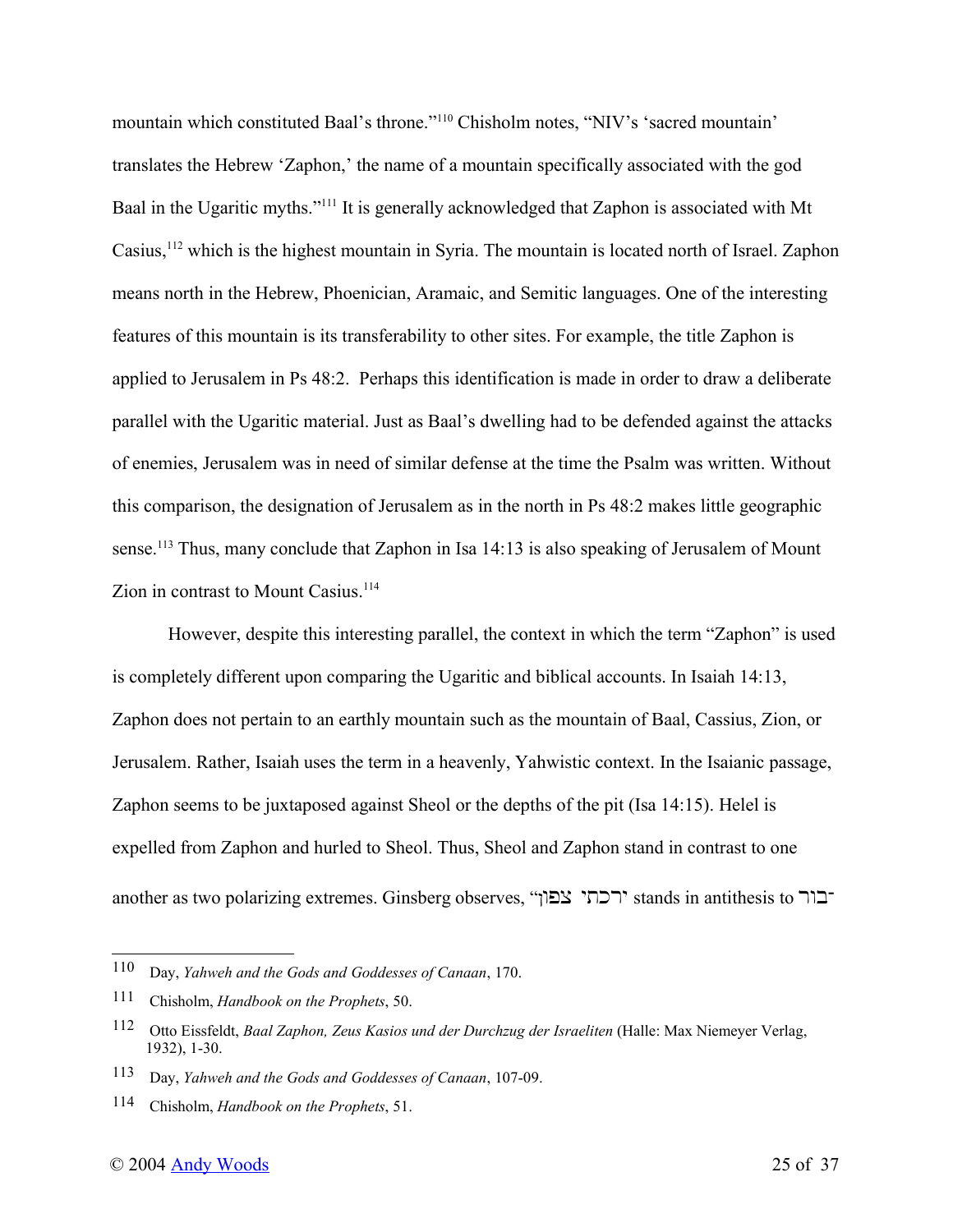mountain which constituted Baal's throne."[110] Chisholm notes, "NIV's 'sacred mountain' translates the Hebrew 'Zaphon,' the name of a mountain specifically associated with the god Baal in the Ugaritic myths."[111] It is generally acknowledged that Zaphon is associated with Mt Casius,[112] which is the highest mountain in Syria. The mountain is located north of Israel. Zaphon means north in the Hebrew, Phoenician, Aramaic, and Semitic languages. One of the interesting features of this mountain is its transferability to other sites. For example, the title Zaphon is applied to Jerusalem in Ps 48:2. Perhaps this identification is made in order to draw a deliberate parallel with the Ugaritic material. Just as Baal's dwelling had to be defended against the attacks of enemies, Jerusalem was in need of similar defense at the time the Psalm was written. Without this comparison, the designation of Jerusalem as in the north in Ps 48:2 makes little geographic sense.[113] Thus, many conclude that Zaphon in Isa 14:13 is also speaking of Jerusalem of Mount Zion in contrast to Mount Casius.[114]

However, despite this interesting parallel, the context in which the term "Zaphon" is used is completely different upon comparing the Ugaritic and biblical accounts. In Isaiah 14:13, Zaphon does not pertain to an earthly mountain such as the mountain of Baal, Cassius, Zion, or Jerusalem. Rather, Isaiah uses the term in a heavenly, Yahwistic context. In the Isaianic passage, Zaphon seems to be juxtaposed against Sheol or the depths of the pit (Isa 14:15). Helel is expelled from Zaphon and hurled to Sheol. Thus, Sheol and Zaphon stand in contrast to one another as two polarizing extremes. Ginsberg observes, "ירכתי צפון stands in antithesis to ־בור

---

110 Day, *Yahweh and the Gods and Goddesses of Canaan*, 170.

111 Chisholm, *Handbook on the Prophets*, 50.

112 Otto Eissfeldt, *Baal Zaphon, Zeus Kasios und der Durchzug der Israeliten* (Halle: Max Niemeyer Verlag, 1932), 1-30.

113 Day, *Yahweh and the Gods and Goddesses of Canaan*, 107-09.

114 Chisholm, *Handbook on the Prophets*, 51.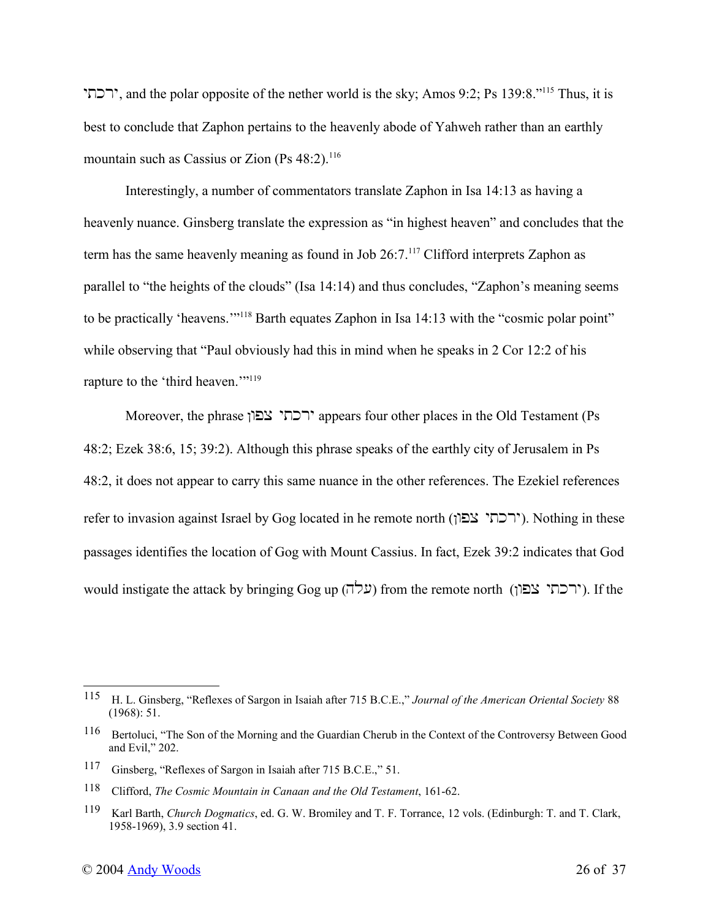ירכתי, and the polar opposite of the nether world is the sky; Amos 9:2; Ps 139:8."[115] Thus, it is best to conclude that Zaphon pertains to the heavenly abode of Yahweh rather than an earthly mountain such as Cassius or Zion (Ps 48:2).[116]

Interestingly, a number of commentators translate Zaphon in Isa 14:13 as having a heavenly nuance. Ginsberg translate the expression as "in highest heaven" and concludes that the term has the same heavenly meaning as found in Job 26:7.[117] Clifford interprets Zaphon as parallel to "the heights of the clouds" (Isa 14:14) and thus concludes, "Zaphon's meaning seems to be practically 'heavens.'"[118] Barth equates Zaphon in Isa 14:13 with the "cosmic polar point" while observing that "Paul obviously had this in mind when he speaks in 2 Cor 12:2 of his rapture to the 'third heaven.'"[119]

Moreover, the phrase ירכתי צפון appears four other places in the Old Testament (Ps 48:2; Ezek 38:6, 15; 39:2). Although this phrase speaks of the earthly city of Jerusalem in Ps 48:2, it does not appear to carry this same nuance in the other references. The Ezekiel references refer to invasion against Israel by Gog located in he remote north (ירכתי צפון). Nothing in these passages identifies the location of Gog with Mount Cassius. In fact, Ezek 39:2 indicates that God would instigate the attack by bringing Gog up (עלה) from the remote north (ירכתי צפון). If the

---

115 H. L. Ginsberg, "Reflexes of Sargon in Isaiah after 715 B.C.E.," *Journal of the American Oriental Society* 88 (1968): 51.

116 Bertoluci, "The Son of the Morning and the Guardian Cherub in the Context of the Controversy Between Good and Evil," 202.

117 Ginsberg, "Reflexes of Sargon in Isaiah after 715 B.C.E.," 51.

118 Clifford, *The Cosmic Mountain in Canaan and the Old Testament*, 161-62.

119 Karl Barth, *Church Dogmatics*, ed. G. W. Bromiley and T. F. Torrance, 12 vols. (Edinburgh: T. and T. Clark, 1958-1969), 3.9 section 41.

© 2004 Andy Woods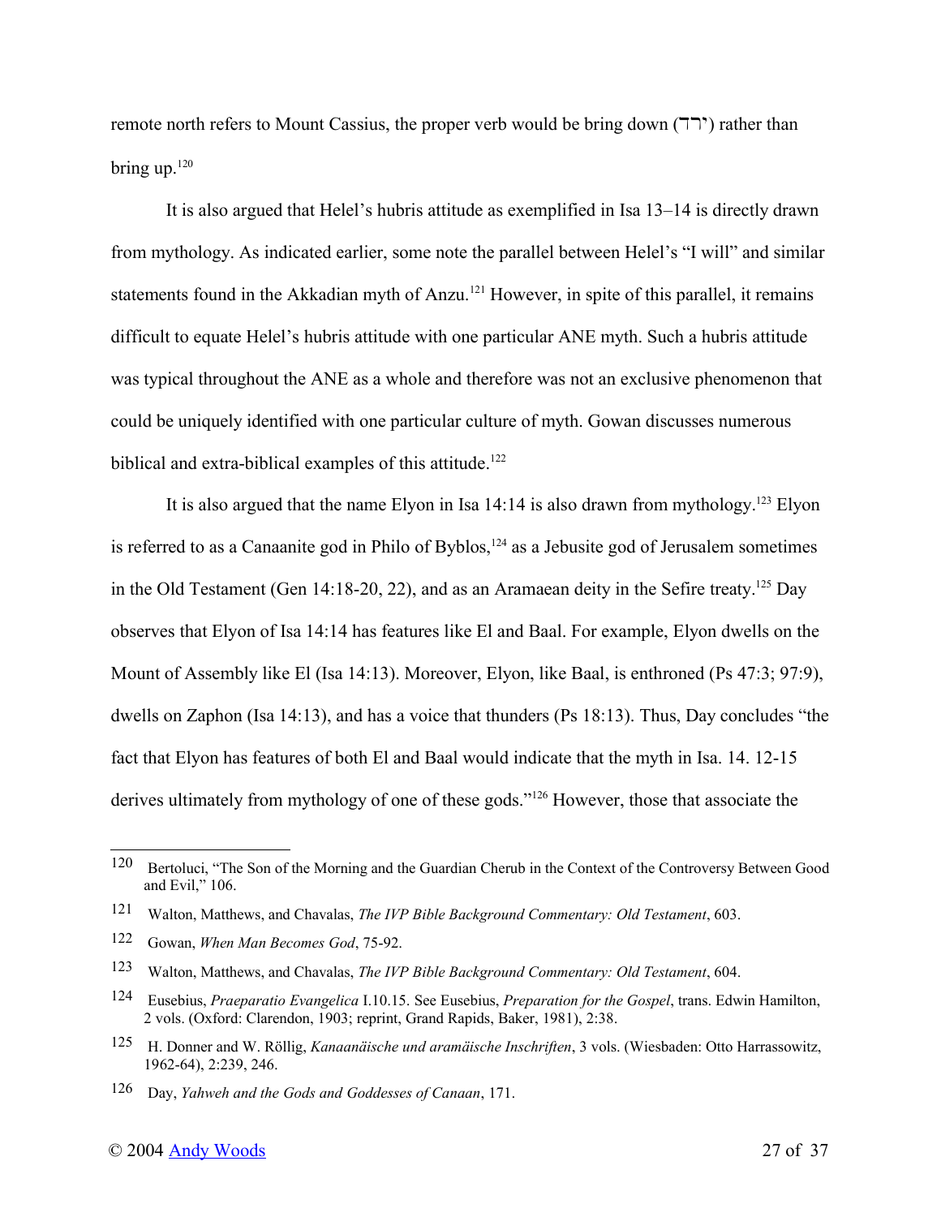remote north refers to Mount Cassius, the proper verb would be bring down (ירד) rather than bring up.[120]

It is also argued that Helel's hubris attitude as exemplified in Isa 13–14 is directly drawn from mythology. As indicated earlier, some note the parallel between Helel's "I will" and similar statements found in the Akkadian myth of Anzu.[121] However, in spite of this parallel, it remains difficult to equate Helel's hubris attitude with one particular ANE myth. Such a hubris attitude was typical throughout the ANE as a whole and therefore was not an exclusive phenomenon that could be uniquely identified with one particular culture of myth. Gowan discusses numerous biblical and extra-biblical examples of this attitude.[122]

It is also argued that the name Elyon in Isa 14:14 is also drawn from mythology.[123] Elyon is referred to as a Canaanite god in Philo of Byblos,[124] as a Jebusite god of Jerusalem sometimes in the Old Testament (Gen 14:18-20, 22), and as an Aramaean deity in the Sefire treaty.[125] Day observes that Elyon of Isa 14:14 has features like El and Baal. For example, Elyon dwells on the Mount of Assembly like El (Isa 14:13). Moreover, Elyon, like Baal, is enthroned (Ps 47:3; 97:9), dwells on Zaphon (Isa 14:13), and has a voice that thunders (Ps 18:13). Thus, Day concludes "the fact that Elyon has features of both El and Baal would indicate that the myth in Isa. 14. 12-15 derives ultimately from mythology of one of these gods."[126] However, those that associate the

---

120 Bertoluci, "The Son of the Morning and the Guardian Cherub in the Context of the Controversy Between Good and Evil," 106.

121 Walton, Matthews, and Chavalas, *The IVP Bible Background Commentary: Old Testament*, 603.

122 Gowan, *When Man Becomes God*, 75-92.

123 Walton, Matthews, and Chavalas, *The IVP Bible Background Commentary: Old Testament*, 604.

124 Eusebius, *Praeparatio Evangelica* I.10.15. See Eusebius, *Preparation for the Gospel*, trans. Edwin Hamilton, 2 vols. (Oxford: Clarendon, 1903; reprint, Grand Rapids, Baker, 1981), 2:38.

125 H. Donner and W. Röllig, *Kanaanäische und aramäische Inschriften*, 3 vols. (Wiesbaden: Otto Harrassowitz, 1962-64), 2:239, 246.

126 Day, *Yahweh and the Gods and Goddesses of Canaan*, 171.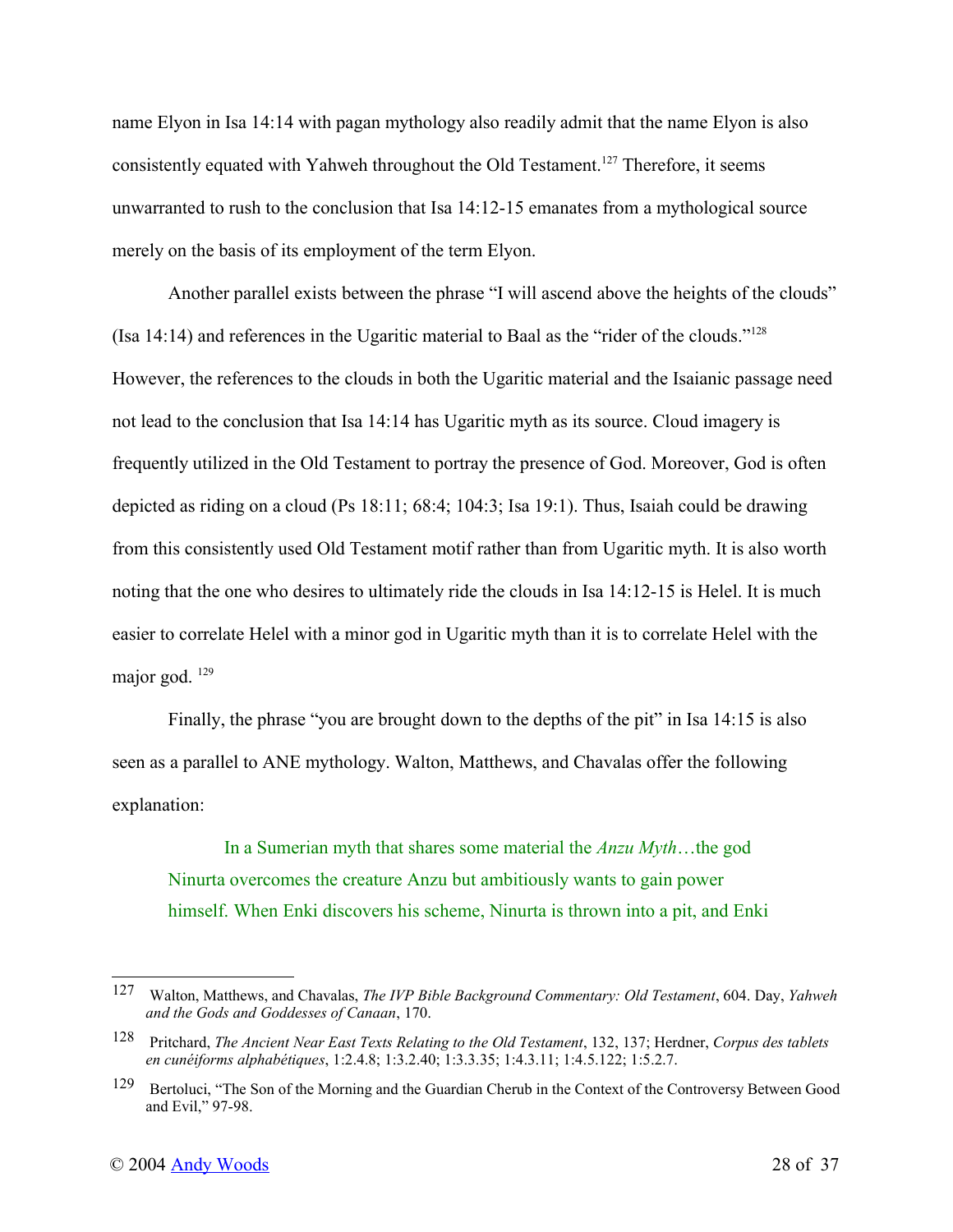name Elyon in Isa 14:14 with pagan mythology also readily admit that the name Elyon is also consistently equated with Yahweh throughout the Old Testament.[127] Therefore, it seems unwarranted to rush to the conclusion that Isa 14:12-15 emanates from a mythological source merely on the basis of its employment of the term Elyon.

Another parallel exists between the phrase "I will ascend above the heights of the clouds" (Isa 14:14) and references in the Ugaritic material to Baal as the "rider of the clouds."[128] However, the references to the clouds in both the Ugaritic material and the Isaianic passage need not lead to the conclusion that Isa 14:14 has Ugaritic myth as its source. Cloud imagery is frequently utilized in the Old Testament to portray the presence of God. Moreover, God is often depicted as riding on a cloud (Ps 18:11; 68:4; 104:3; Isa 19:1). Thus, Isaiah could be drawing from this consistently used Old Testament motif rather than from Ugaritic myth. It is also worth noting that the one who desires to ultimately ride the clouds in Isa 14:12-15 is Helel. It is much easier to correlate Helel with a minor god in Ugaritic myth than it is to correlate Helel with the major god. [129]

Finally, the phrase "you are brought down to the depths of the pit" in Isa 14:15 is also seen as a parallel to ANE mythology. Walton, Matthews, and Chavalas offer the following explanation:

> In a Sumerian myth that shares some material the *Anzu Myth*…the god Ninurta overcomes the creature Anzu but ambitiously wants to gain power himself. When Enki discovers his scheme, Ninurta is thrown into a pit, and Enki

---

[127] Walton, Matthews, and Chavalas, *The IVP Bible Background Commentary: Old Testament*, 604. Day, *Yahweh and the Gods and Goddesses of Canaan*, 170.

[128] Pritchard, *The Ancient Near East Texts Relating to the Old Testament*, 132, 137; Herdner, *Corpus des tablets en cunéiforms alphabétiques*, 1:2.4.8; 1:3.2.40; 1:3.3.35; 1:4.3.11; 1:4.5.122; 1:5.2.7.

[129] Bertoluci, "The Son of the Morning and the Guardian Cherub in the Context of the Controversy Between Good and Evil," 97-98.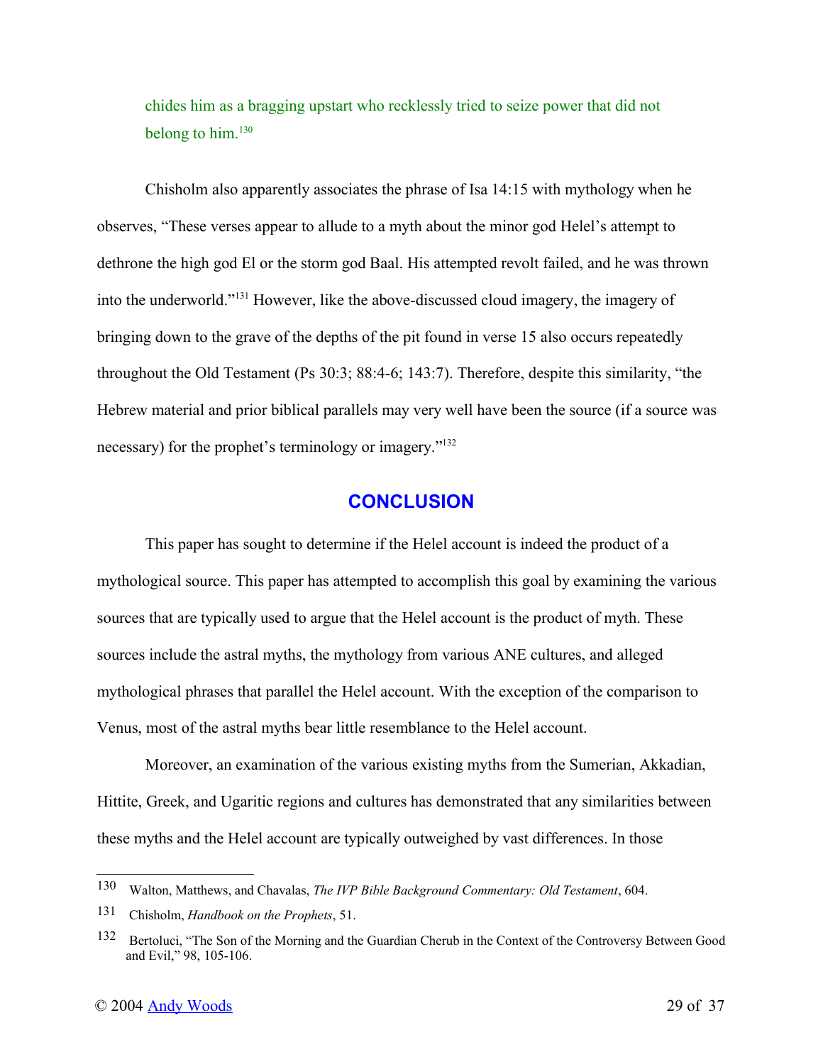chides him as a bragging upstart who recklessly tried to seize power that did not belong to him.[130]

Chisholm also apparently associates the phrase of Isa 14:15 with mythology when he observes, "These verses appear to allude to a myth about the minor god Helel's attempt to dethrone the high god El or the storm god Baal. His attempted revolt failed, and he was thrown into the underworld."[131] However, like the above-discussed cloud imagery, the imagery of bringing down to the grave of the depths of the pit found in verse 15 also occurs repeatedly throughout the Old Testament (Ps 30:3; 88:4-6; 143:7). Therefore, despite this similarity, "the Hebrew material and prior biblical parallels may very well have been the source (if a source was necessary) for the prophet's terminology or imagery."[132]

## CONCLUSION

This paper has sought to determine if the Helel account is indeed the product of a mythological source. This paper has attempted to accomplish this goal by examining the various sources that are typically used to argue that the Helel account is the product of myth. These sources include the astral myths, the mythology from various ANE cultures, and alleged mythological phrases that parallel the Helel account. With the exception of the comparison to Venus, most of the astral myths bear little resemblance to the Helel account.

Moreover, an examination of the various existing myths from the Sumerian, Akkadian, Hittite, Greek, and Ugaritic regions and cultures has demonstrated that any similarities between these myths and the Helel account are typically outweighed by vast differences. In those

---

[130] Walton, Matthews, and Chavalas, *The IVP Bible Background Commentary: Old Testament*, 604.

[131] Chisholm, *Handbook on the Prophets*, 51.

[132] Bertoluci, "The Son of the Morning and the Guardian Cherub in the Context of the Controversy Between Good and Evil," 98, 105-106.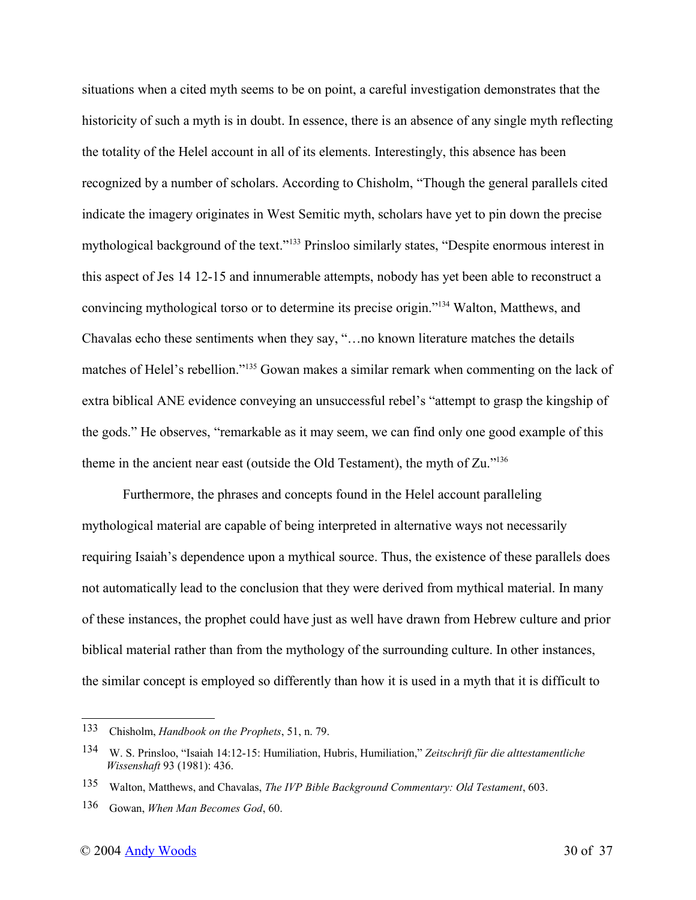situations when a cited myth seems to be on point, a careful investigation demonstrates that the historicity of such a myth is in doubt. In essence, there is an absence of any single myth reflecting the totality of the Helel account in all of its elements. Interestingly, this absence has been recognized by a number of scholars. According to Chisholm, "Though the general parallels cited indicate the imagery originates in West Semitic myth, scholars have yet to pin down the precise mythological background of the text."[133] Prinsloo similarly states, "Despite enormous interest in this aspect of Jes 14 12-15 and innumerable attempts, nobody has yet been able to reconstruct a convincing mythological torso or to determine its precise origin."[134] Walton, Matthews, and Chavalas echo these sentiments when they say, "…no known literature matches the details matches of Helel's rebellion."[135] Gowan makes a similar remark when commenting on the lack of extra biblical ANE evidence conveying an unsuccessful rebel's "attempt to grasp the kingship of the gods." He observes, "remarkable as it may seem, we can find only one good example of this theme in the ancient near east (outside the Old Testament), the myth of Zu."[136]

Furthermore, the phrases and concepts found in the Helel account paralleling mythological material are capable of being interpreted in alternative ways not necessarily requiring Isaiah's dependence upon a mythical source. Thus, the existence of these parallels does not automatically lead to the conclusion that they were derived from mythical material. In many of these instances, the prophet could have just as well have drawn from Hebrew culture and prior biblical material rather than from the mythology of the surrounding culture. In other instances, the similar concept is employed so differently than how it is used in a myth that it is difficult to

---

133 Chisholm, *Handbook on the Prophets*, 51, n. 79.

134 W. S. Prinsloo, "Isaiah 14:12-15: Humiliation, Hubris, Humiliation," *Zeitschrift für die alttestamentliche Wissenshaft* 93 (1981): 436.

135 Walton, Matthews, and Chavalas, *The IVP Bible Background Commentary: Old Testament*, 603.

136 Gowan, *When Man Becomes God*, 60.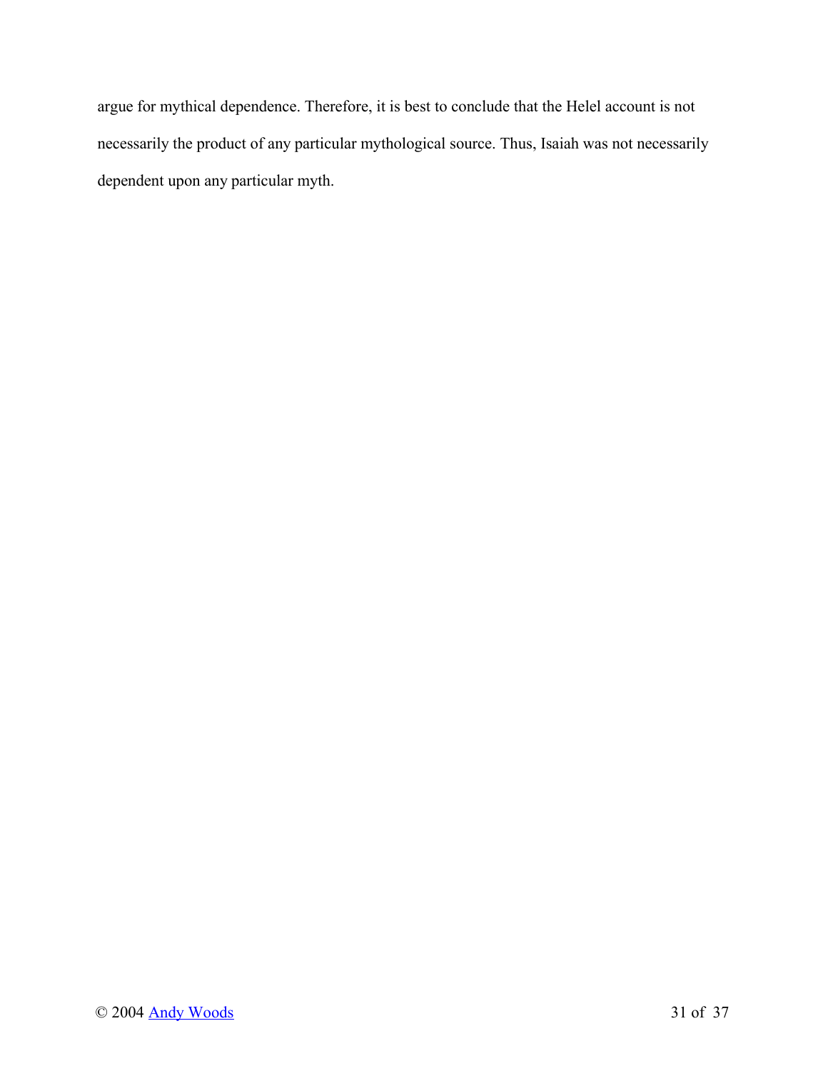argue for mythical dependence. Therefore, it is best to conclude that the Helel account is not necessarily the product of any particular mythological source. Thus, Isaiah was not necessarily dependent upon any particular myth.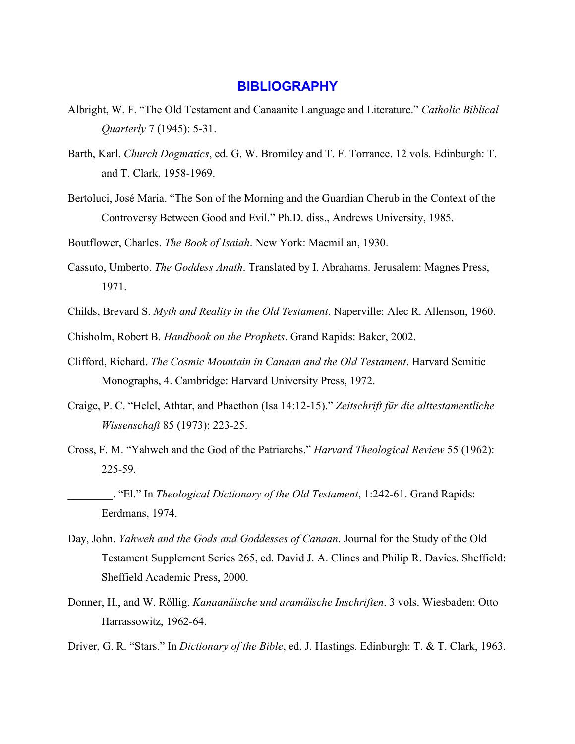# BIBLIOGRAPHY

Albright, W. F. "The Old Testament and Canaanite Language and Literature." *Catholic Biblical Quarterly* 7 (1945): 5-31.

Barth, Karl. *Church Dogmatics*, ed. G. W. Bromiley and T. F. Torrance. 12 vols. Edinburgh: T. and T. Clark, 1958-1969.

Bertoluci, José Maria. "The Son of the Morning and the Guardian Cherub in the Context of the Controversy Between Good and Evil." Ph.D. diss., Andrews University, 1985.

Boutflower, Charles. *The Book of Isaiah*. New York: Macmillan, 1930.

Cassuto, Umberto. *The Goddess Anath*. Translated by I. Abrahams. Jerusalem: Magnes Press, 1971.

Childs, Brevard S. *Myth and Reality in the Old Testament*. Naperville: Alec R. Allenson, 1960.

Chisholm, Robert B. *Handbook on the Prophets*. Grand Rapids: Baker, 2002.

Clifford, Richard. *The Cosmic Mountain in Canaan and the Old Testament*. Harvard Semitic Monographs, 4. Cambridge: Harvard University Press, 1972.

Craige, P. C. "Helel, Athtar, and Phaethon (Isa 14:12-15)." *Zeitschrift für die alttestamentliche Wissenschaft* 85 (1973): 223-25.

Cross, F. M. "Yahweh and the God of the Patriarchs." *Harvard Theological Review* 55 (1962): 225-59.

________. "El." In *Theological Dictionary of the Old Testament*, 1:242-61. Grand Rapids: Eerdmans, 1974.

Day, John. *Yahweh and the Gods and Goddesses of Canaan*. Journal for the Study of the Old Testament Supplement Series 265, ed. David J. A. Clines and Philip R. Davies. Sheffield: Sheffield Academic Press, 2000.

Donner, H., and W. Röllig. *Kanaanäische und aramäische Inschriften*. 3 vols. Wiesbaden: Otto Harrassowitz, 1962-64.

Driver, G. R. "Stars." In *Dictionary of the Bible*, ed. J. Hastings. Edinburgh: T. & T. Clark, 1963.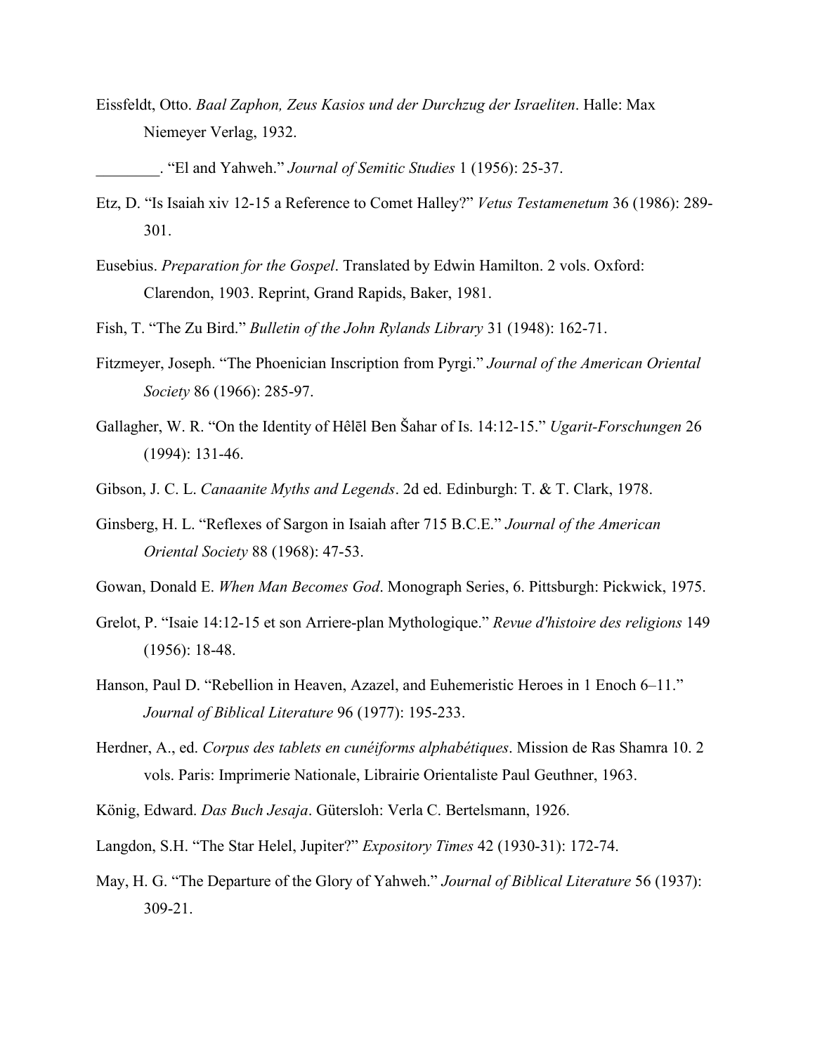Eissfeldt, Otto. *Baal Zaphon, Zeus Kasios und der Durchzug der Israeliten*. Halle: Max Niemeyer Verlag, 1932.

________. "El and Yahweh." *Journal of Semitic Studies* 1 (1956): 25-37.

Etz, D. "Is Isaiah xiv 12-15 a Reference to Comet Halley?" *Vetus Testamenetum* 36 (1986): 289-301.

Eusebius. *Preparation for the Gospel*. Translated by Edwin Hamilton. 2 vols. Oxford: Clarendon, 1903. Reprint, Grand Rapids, Baker, 1981.

Fish, T. "The Zu Bird." *Bulletin of the John Rylands Library* 31 (1948): 162-71.

Fitzmeyer, Joseph. "The Phoenician Inscription from Pyrgi." *Journal of the American Oriental Society* 86 (1966): 285-97.

Gallagher, W. R. "On the Identity of Hêlēl Ben Šahar of Is. 14:12-15." *Ugarit-Forschungen* 26 (1994): 131-46.

Gibson, J. C. L. *Canaanite Myths and Legends*. 2d ed. Edinburgh: T. & T. Clark, 1978.

Ginsberg, H. L. "Reflexes of Sargon in Isaiah after 715 B.C.E." *Journal of the American Oriental Society* 88 (1968): 47-53.

Gowan, Donald E. *When Man Becomes God*. Monograph Series, 6. Pittsburgh: Pickwick, 1975.

Grelot, P. "Isaie 14:12-15 et son Arriere-plan Mythologique." *Revue d'histoire des religions* 149 (1956): 18-48.

Hanson, Paul D. "Rebellion in Heaven, Azazel, and Euhemeristic Heroes in 1 Enoch 6–11." *Journal of Biblical Literature* 96 (1977): 195-233.

Herdner, A., ed. *Corpus des tablets en cunéiforms alphabétiques*. Mission de Ras Shamra 10. 2 vols. Paris: Imprimerie Nationale, Librairie Orientaliste Paul Geuthner, 1963.

König, Edward. *Das Buch Jesaja*. Gütersloh: Verla C. Bertelsmann, 1926.

Langdon, S.H. "The Star Helel, Jupiter?" *Expository Times* 42 (1930-31): 172-74.

May, H. G. "The Departure of the Glory of Yahweh." *Journal of Biblical Literature* 56 (1937): 309-21.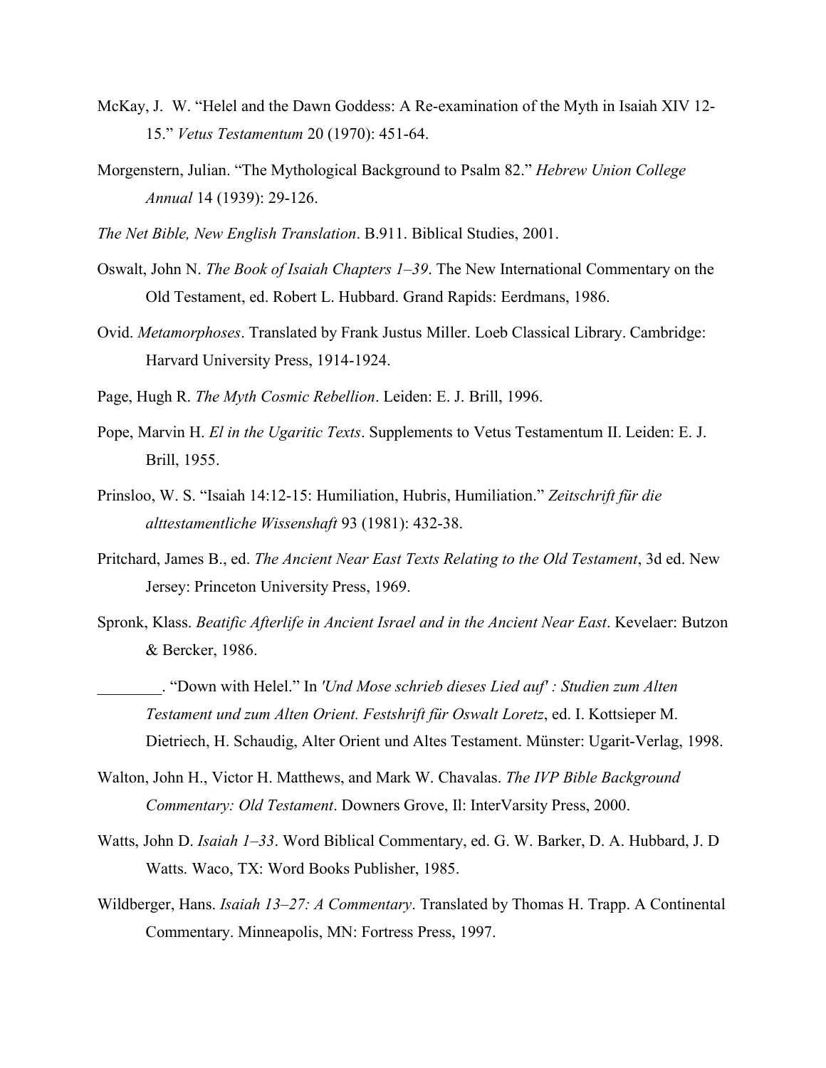McKay, J. W. "Helel and the Dawn Goddess: A Re-examination of the Myth in Isaiah XIV 12-15." *Vetus Testamentum* 20 (1970): 451-64.

Morgenstern, Julian. "The Mythological Background to Psalm 82." *Hebrew Union College Annual* 14 (1939): 29-126.

*The Net Bible, New English Translation*. B.911. Biblical Studies, 2001.

Oswalt, John N. *The Book of Isaiah Chapters 1–39*. The New International Commentary on the Old Testament, ed. Robert L. Hubbard. Grand Rapids: Eerdmans, 1986.

Ovid. *Metamorphoses*. Translated by Frank Justus Miller. Loeb Classical Library. Cambridge: Harvard University Press, 1914-1924.

Page, Hugh R. *The Myth Cosmic Rebellion*. Leiden: E. J. Brill, 1996.

Pope, Marvin H. *El in the Ugaritic Texts*. Supplements to Vetus Testamentum II. Leiden: E. J. Brill, 1955.

Prinsloo, W. S. "Isaiah 14:12-15: Humiliation, Hubris, Humiliation." *Zeitschrift für die alttestamentliche Wissenshaft* 93 (1981): 432-38.

Pritchard, James B., ed. *The Ancient Near East Texts Relating to the Old Testament*, 3d ed. New Jersey: Princeton University Press, 1969.

Spronk, Klass. *Beatific Afterlife in Ancient Israel and in the Ancient Near East*. Kevelaer: Butzon & Bercker, 1986.

________. "Down with Helel." In *'Und Mose schrieb dieses Lied auf' : Studien zum Alten Testament und zum Alten Orient. Festshrift für Oswalt Loretz*, ed. I. Kottsieper M. Dietriech, H. Schaudig, Alter Orient und Altes Testament. Münster: Ugarit-Verlag, 1998.

Walton, John H., Victor H. Matthews, and Mark W. Chavalas. *The IVP Bible Background Commentary: Old Testament*. Downers Grove, Il: InterVarsity Press, 2000.

Watts, John D. *Isaiah 1–33*. Word Biblical Commentary, ed. G. W. Barker, D. A. Hubbard, J. D Watts. Waco, TX: Word Books Publisher, 1985.

Wildberger, Hans. *Isaiah 13–27: A Commentary*. Translated by Thomas H. Trapp. A Continental Commentary. Minneapolis, MN: Fortress Press, 1997.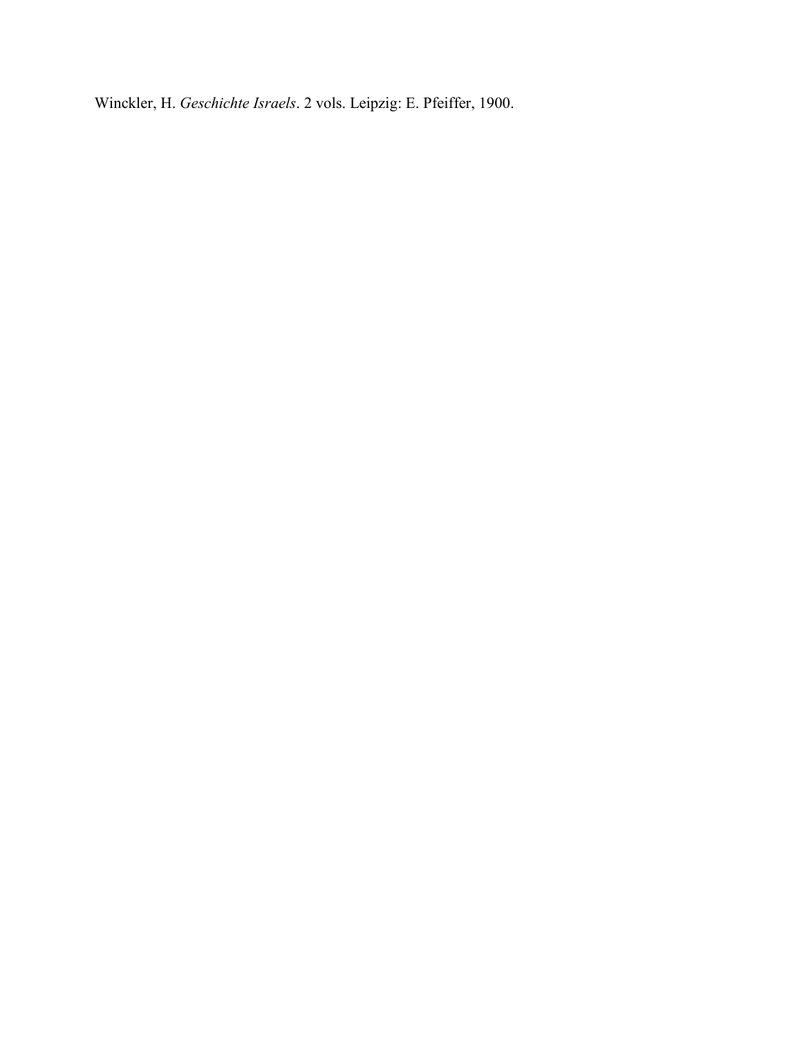Winckler, H. *Geschichte Israels*. 2 vols. Leipzig: E. Pfeiffer, 1900.